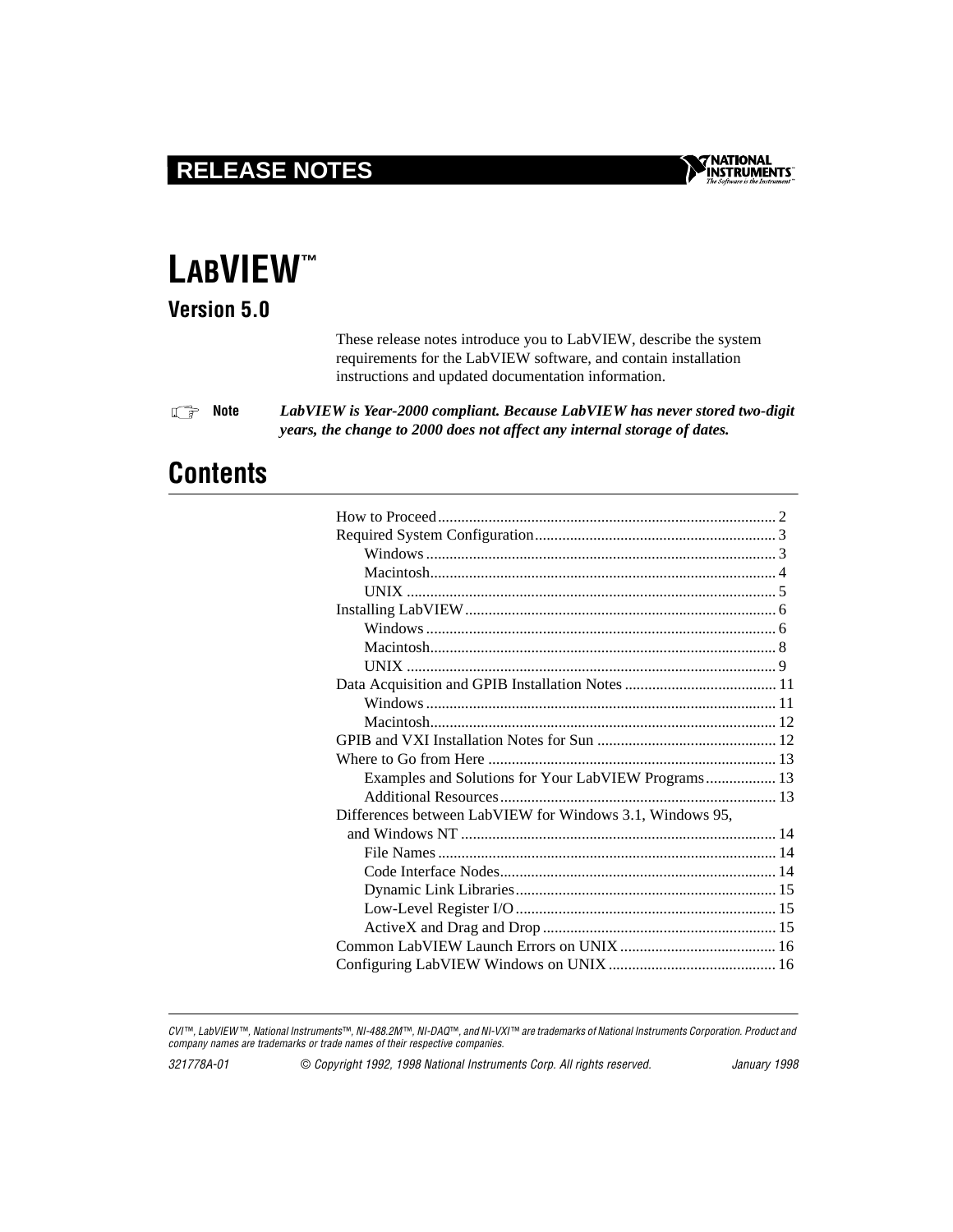RELEASE NOTES

# LabVIEW™

## Version 5.0

These release notes introduce you to LabVIEW, describe the system requirements for the LabVIEW software, and contain installation instructions and updated documentation information.

**Note** ***LabVIEW is Year-2000 compliant. Because LabVIEW has never stored two-digit years, the change to 2000 does not affect any internal storage of dates.***

# Contents

How to Proceed ........ 2
Required System Configuration ........ 3
  Windows ........ 3
  Macintosh ........ 4
  UNIX ........ 5
Installing LabVIEW ........ 6
  Windows ........ 6
  Macintosh ........ 8
  UNIX ........ 9
Data Acquisition and GPIB Installation Notes ........ 11
  Windows ........ 11
  Macintosh ........ 12
GPIB and VXI Installation Notes for Sun ........ 12
Where to Go from Here ........ 13
  Examples and Solutions for Your LabVIEW Programs ........ 13
  Additional Resources ........ 13
Differences between LabVIEW for Windows 3.1, Windows 95, and Windows NT ........ 14
  File Names ........ 14
  Code Interface Nodes ........ 14
  Dynamic Link Libraries ........ 15
  Low-Level Register I/O ........ 15
  ActiveX and Drag and Drop ........ 15
Common LabVIEW Launch Errors on UNIX ........ 16
Configuring LabVIEW Windows on UNIX ........ 16

*CVI™, LabVIEW™, National Instruments™, NI-488.2M™, NI-DAQ™, and NI-VXI™ are trademarks of National Instruments Corporation. Product and company names are trademarks or trade names of their respective companies.*

*321778A-01    © Copyright 1992, 1998 National Instruments Corp. All rights reserved.    January 1998*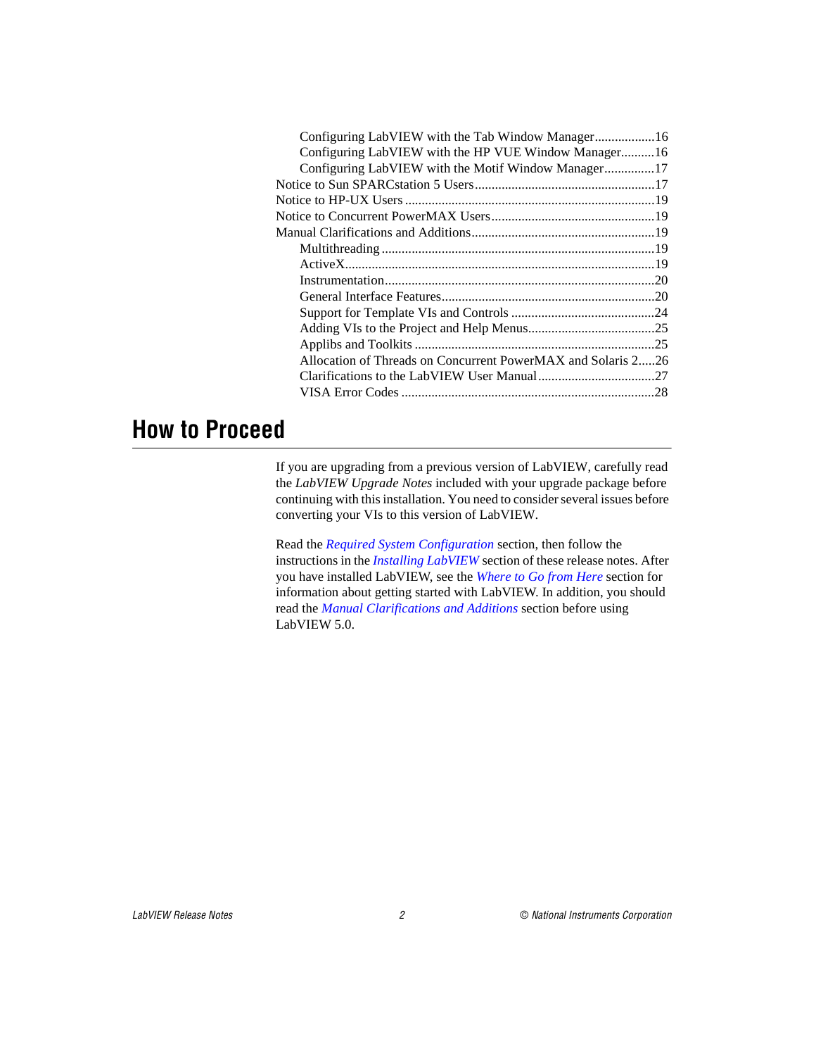- Configuring LabVIEW with the Tab Window Manager..................16
- Configuring LabVIEW with the HP VUE Window Manager..........16
- Configuring LabVIEW with the Motif Window Manager...............17

Notice to Sun SPARCstation 5 Users......................................................17

Notice to HP-UX Users ..........................................................................19

Notice to Concurrent PowerMAX Users.................................................19

Manual Clarifications and Additions.......................................................19

- Multithreading .................................................................................19
- ActiveX............................................................................................19
- Instrumentation................................................................................20
- General Interface Features................................................................20
- Support for Template VIs and Controls ...........................................24
- Adding VIs to the Project and Help Menus......................................25
- Applibs and Toolkits ........................................................................25
- Allocation of Threads on Concurrent PowerMAX and Solaris 2.....26
- Clarifications to the LabVIEW User Manual...................................27
- VISA Error Codes ............................................................................28

# How to Proceed

If you are upgrading from a previous version of LabVIEW, carefully read the *LabVIEW Upgrade Notes* included with your upgrade package before continuing with this installation. You need to consider several issues before converting your VIs to this version of LabVIEW.

Read the *Required System Configuration* section, then follow the instructions in the *Installing LabVIEW* section of these release notes. After you have installed LabVIEW, see the *Where to Go from Here* section for information about getting started with LabVIEW. In addition, you should read the *Manual Clarifications and Additions* section before using LabVIEW 5.0.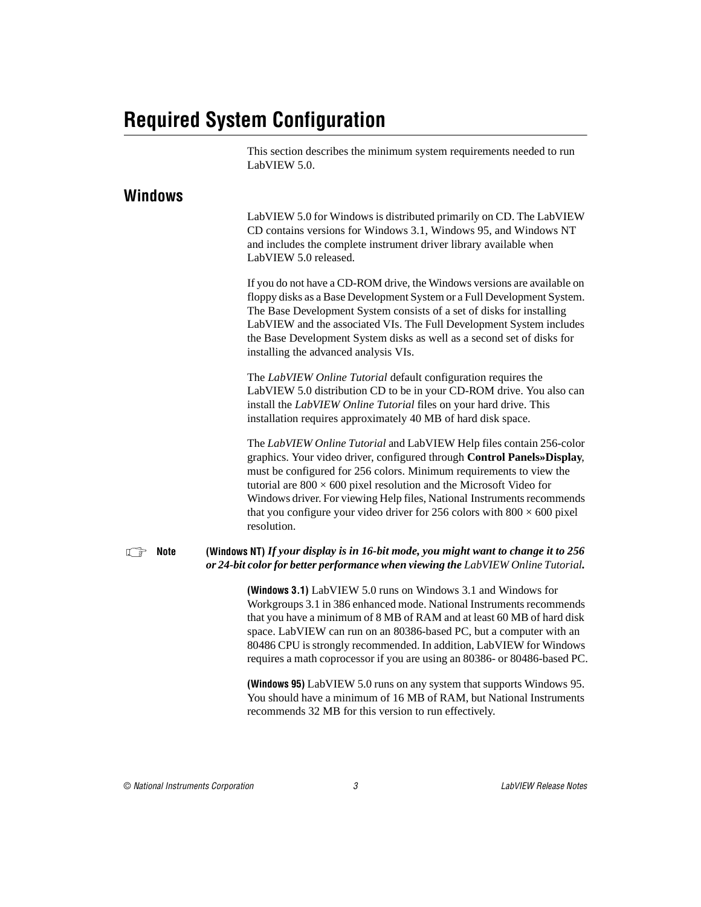# Required System Configuration

This section describes the minimum system requirements needed to run LabVIEW 5.0.

## Windows

LabVIEW 5.0 for Windows is distributed primarily on CD. The LabVIEW CD contains versions for Windows 3.1, Windows 95, and Windows NT and includes the complete instrument driver library available when LabVIEW 5.0 released.

If you do not have a CD-ROM drive, the Windows versions are available on floppy disks as a Base Development System or a Full Development System. The Base Development System consists of a set of disks for installing LabVIEW and the associated VIs. The Full Development System includes the Base Development System disks as well as a second set of disks for installing the advanced analysis VIs.

The *LabVIEW Online Tutorial* default configuration requires the LabVIEW 5.0 distribution CD to be in your CD-ROM drive. You also can install the *LabVIEW Online Tutorial* files on your hard drive. This installation requires approximately 40 MB of hard disk space.

The *LabVIEW Online Tutorial* and LabVIEW Help files contain 256-color graphics. Your video driver, configured through **Control Panels»Display**, must be configured for 256 colors. Minimum requirements to view the tutorial are 800 × 600 pixel resolution and the Microsoft Video for Windows driver. For viewing Help files, National Instruments recommends that you configure your video driver for 256 colors with 800 × 600 pixel resolution.

**Note** **(Windows NT)** ***If your display is in 16-bit mode, you might want to change it to 256 or 24-bit color for better performance when viewing the*** *LabVIEW Online Tutorial***.**

**(Windows 3.1)** LabVIEW 5.0 runs on Windows 3.1 and Windows for Workgroups 3.1 in 386 enhanced mode. National Instruments recommends that you have a minimum of 8 MB of RAM and at least 60 MB of hard disk space. LabVIEW can run on an 80386-based PC, but a computer with an 80486 CPU is strongly recommended. In addition, LabVIEW for Windows requires a math coprocessor if you are using an 80386- or 80486-based PC.

**(Windows 95)** LabVIEW 5.0 runs on any system that supports Windows 95. You should have a minimum of 16 MB of RAM, but National Instruments recommends 32 MB for this version to run effectively.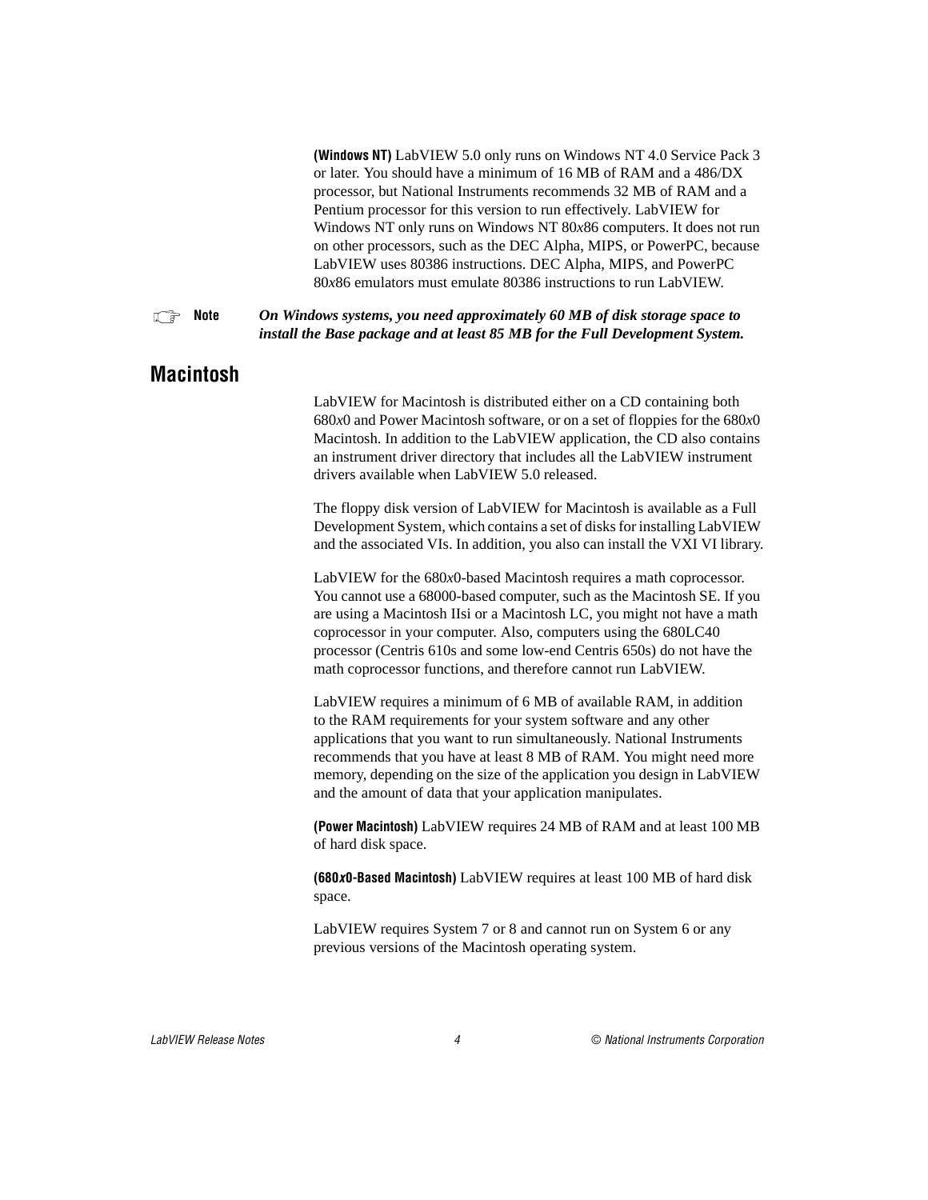**(Windows NT)** LabVIEW 5.0 only runs on Windows NT 4.0 Service Pack 3 or later. You should have a minimum of 16 MB of RAM and a 486/DX processor, but National Instruments recommends 32 MB of RAM and a Pentium processor for this version to run effectively. LabVIEW for Windows NT only runs on Windows NT 80*x*86 computers. It does not run on other processors, such as the DEC Alpha, MIPS, or PowerPC, because LabVIEW uses 80386 instructions. DEC Alpha, MIPS, and PowerPC 80*x*86 emulators must emulate 80386 instructions to run LabVIEW.

**Note** ***On Windows systems, you need approximately 60 MB of disk storage space to install the Base package and at least 85 MB for the Full Development System.***

## Macintosh

LabVIEW for Macintosh is distributed either on a CD containing both 680*x*0 and Power Macintosh software, or on a set of floppies for the 680*x*0 Macintosh. In addition to the LabVIEW application, the CD also contains an instrument driver directory that includes all the LabVIEW instrument drivers available when LabVIEW 5.0 released.

The floppy disk version of LabVIEW for Macintosh is available as a Full Development System, which contains a set of disks for installing LabVIEW and the associated VIs. In addition, you also can install the VXI VI library.

LabVIEW for the 680*x*0-based Macintosh requires a math coprocessor. You cannot use a 68000-based computer, such as the Macintosh SE. If you are using a Macintosh IIsi or a Macintosh LC, you might not have a math coprocessor in your computer. Also, computers using the 680LC40 processor (Centris 610s and some low-end Centris 650s) do not have the math coprocessor functions, and therefore cannot run LabVIEW.

LabVIEW requires a minimum of 6 MB of available RAM, in addition to the RAM requirements for your system software and any other applications that you want to run simultaneously. National Instruments recommends that you have at least 8 MB of RAM. You might need more memory, depending on the size of the application you design in LabVIEW and the amount of data that your application manipulates.

**(Power Macintosh)** LabVIEW requires 24 MB of RAM and at least 100 MB of hard disk space.

**(680*x*0-Based Macintosh)** LabVIEW requires at least 100 MB of hard disk space.

LabVIEW requires System 7 or 8 and cannot run on System 6 or any previous versions of the Macintosh operating system.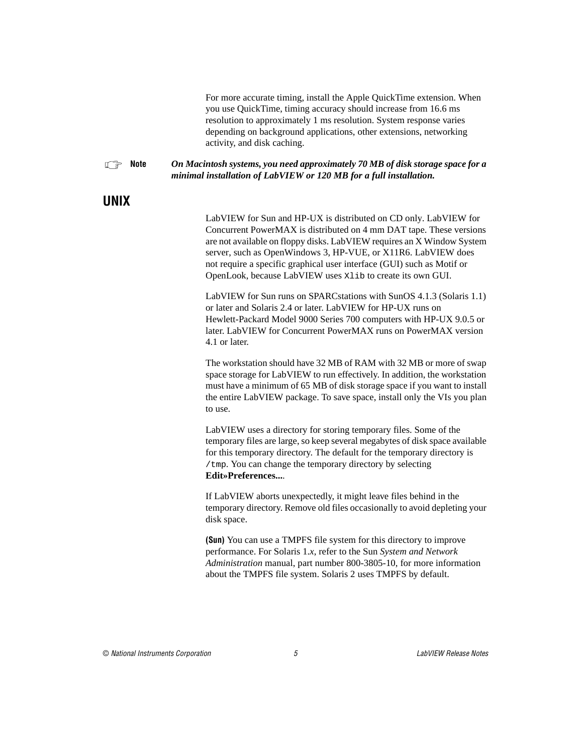For more accurate timing, install the Apple QuickTime extension. When you use QuickTime, timing accuracy should increase from 16.6 ms resolution to approximately 1 ms resolution. System response varies depending on background applications, other extensions, networking activity, and disk caching.

**Note** ***On Macintosh systems, you need approximately 70 MB of disk storage space for a minimal installation of LabVIEW or 120 MB for a full installation.***

## UNIX

LabVIEW for Sun and HP-UX is distributed on CD only. LabVIEW for Concurrent PowerMAX is distributed on 4 mm DAT tape. These versions are not available on floppy disks. LabVIEW requires an X Window System server, such as OpenWindows 3, HP-VUE, or X11R6. LabVIEW does not require a specific graphical user interface (GUI) such as Motif or OpenLook, because LabVIEW uses `Xlib` to create its own GUI.

LabVIEW for Sun runs on SPARCstations with SunOS 4.1.3 (Solaris 1.1) or later and Solaris 2.4 or later. LabVIEW for HP-UX runs on Hewlett-Packard Model 9000 Series 700 computers with HP-UX 9.0.5 or later. LabVIEW for Concurrent PowerMAX runs on PowerMAX version 4.1 or later.

The workstation should have 32 MB of RAM with 32 MB or more of swap space storage for LabVIEW to run effectively. In addition, the workstation must have a minimum of 65 MB of disk storage space if you want to install the entire LabVIEW package. To save space, install only the VIs you plan to use.

LabVIEW uses a directory for storing temporary files. Some of the temporary files are large, so keep several megabytes of disk space available for this temporary directory. The default for the temporary directory is `/tmp`. You can change the temporary directory by selecting **Edit»Preferences...**.

If LabVIEW aborts unexpectedly, it might leave files behind in the temporary directory. Remove old files occasionally to avoid depleting your disk space.

**(Sun)** You can use a TMPFS file system for this directory to improve performance. For Solaris 1.*x*, refer to the Sun *System and Network Administration* manual, part number 800-3805-10, for more information about the TMPFS file system. Solaris 2 uses TMPFS by default.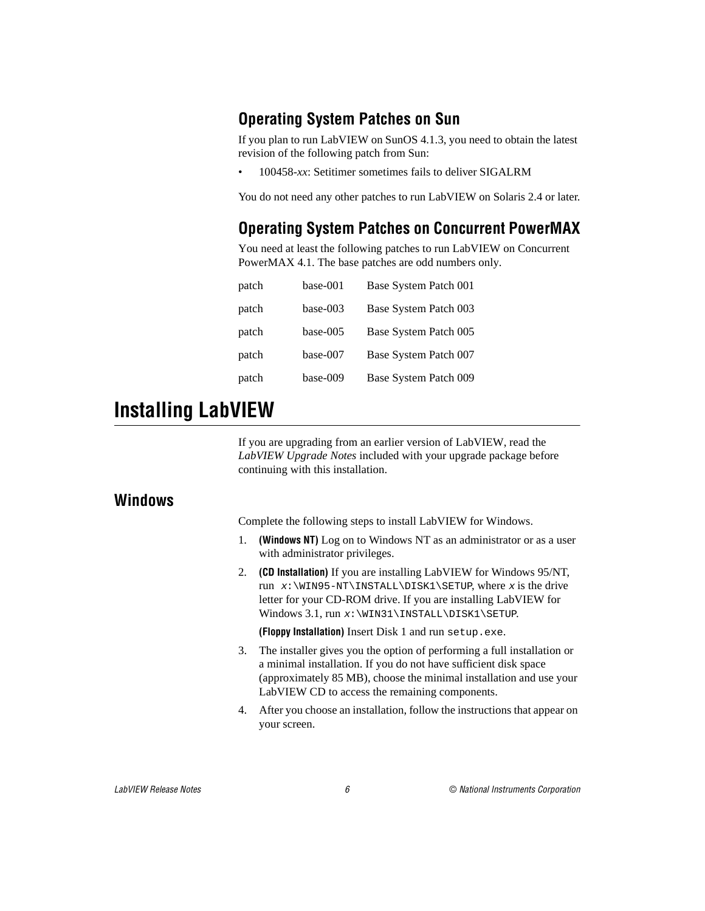### Operating System Patches on Sun

If you plan to run LabVIEW on SunOS 4.1.3, you need to obtain the latest revision of the following patch from Sun:

- 100458-*xx*: Setitimer sometimes fails to deliver SIGALRM

You do not need any other patches to run LabVIEW on Solaris 2.4 or later.

### Operating System Patches on Concurrent PowerMAX

You need at least the following patches to run LabVIEW on Concurrent PowerMAX 4.1. The base patches are odd numbers only.

| | | |
|---|---|---|
| patch | base-001 | Base System Patch 001 |
| patch | base-003 | Base System Patch 003 |
| patch | base-005 | Base System Patch 005 |
| patch | base-007 | Base System Patch 007 |
| patch | base-009 | Base System Patch 009 |

# Installing LabVIEW

If you are upgrading from an earlier version of LabVIEW, read the *LabVIEW Upgrade Notes* included with your upgrade package before continuing with this installation.

## Windows

Complete the following steps to install LabVIEW for Windows.

1. **(Windows NT)** Log on to Windows NT as an administrator or as a user with administrator privileges.
2. **(CD Installation)** If you are installing LabVIEW for Windows 95/NT, run `x:\WIN95-NT\INSTALL\DISK1\SETUP`, where *x* is the drive letter for your CD-ROM drive. If you are installing LabVIEW for Windows 3.1, run `x:\WIN31\INSTALL\DISK1\SETUP`.

   **(Floppy Installation)** Insert Disk 1 and run `setup.exe`.
3. The installer gives you the option of performing a full installation or a minimal installation. If you do not have sufficient disk space (approximately 85 MB), choose the minimal installation and use your LabVIEW CD to access the remaining components.
4. After you choose an installation, follow the instructions that appear on your screen.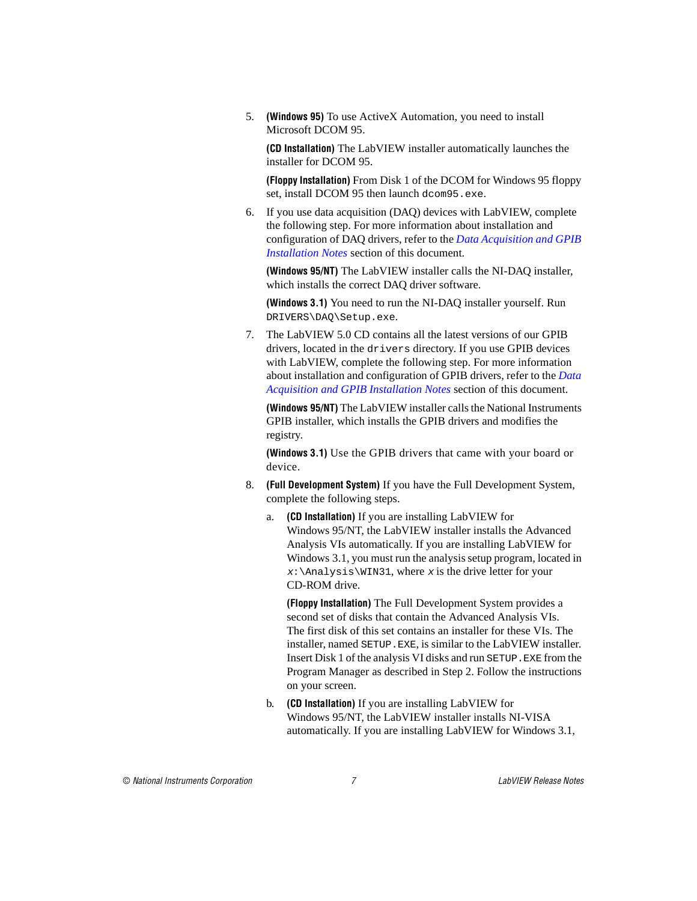5. **(Windows 95)** To use ActiveX Automation, you need to install Microsoft DCOM 95.

   **(CD Installation)** The LabVIEW installer automatically launches the installer for DCOM 95.

   **(Floppy Installation)** From Disk 1 of the DCOM for Windows 95 floppy set, install DCOM 95 then launch `dcom95.exe`.

6. If you use data acquisition (DAQ) devices with LabVIEW, complete the following step. For more information about installation and configuration of DAQ drivers, refer to the *Data Acquisition and GPIB Installation Notes* section of this document.

   **(Windows 95/NT)** The LabVIEW installer calls the NI-DAQ installer, which installs the correct DAQ driver software.

   **(Windows 3.1)** You need to run the NI-DAQ installer yourself. Run `DRIVERS\DAQ\Setup.exe`.

7. The LabVIEW 5.0 CD contains all the latest versions of our GPIB drivers, located in the `drivers` directory. If you use GPIB devices with LabVIEW, complete the following step. For more information about installation and configuration of GPIB drivers, refer to the *Data Acquisition and GPIB Installation Notes* section of this document.

   **(Windows 95/NT)** The LabVIEW installer calls the National Instruments GPIB installer, which installs the GPIB drivers and modifies the registry.

   **(Windows 3.1)** Use the GPIB drivers that came with your board or device.

8. **(Full Development System)** If you have the Full Development System, complete the following steps.

   a. **(CD Installation)** If you are installing LabVIEW for Windows 95/NT, the LabVIEW installer installs the Advanced Analysis VIs automatically. If you are installing LabVIEW for Windows 3.1, you must run the analysis setup program, located in `x:\Analysis\WIN31`, where `x` is the drive letter for your CD-ROM drive.

      **(Floppy Installation)** The Full Development System provides a second set of disks that contain the Advanced Analysis VIs. The first disk of this set contains an installer for these VIs. The installer, named `SETUP.EXE`, is similar to the LabVIEW installer. Insert Disk 1 of the analysis VI disks and run `SETUP.EXE` from the Program Manager as described in Step 2. Follow the instructions on your screen.

   b. **(CD Installation)** If you are installing LabVIEW for Windows 95/NT, the LabVIEW installer installs NI-VISA automatically. If you are installing LabVIEW for Windows 3.1,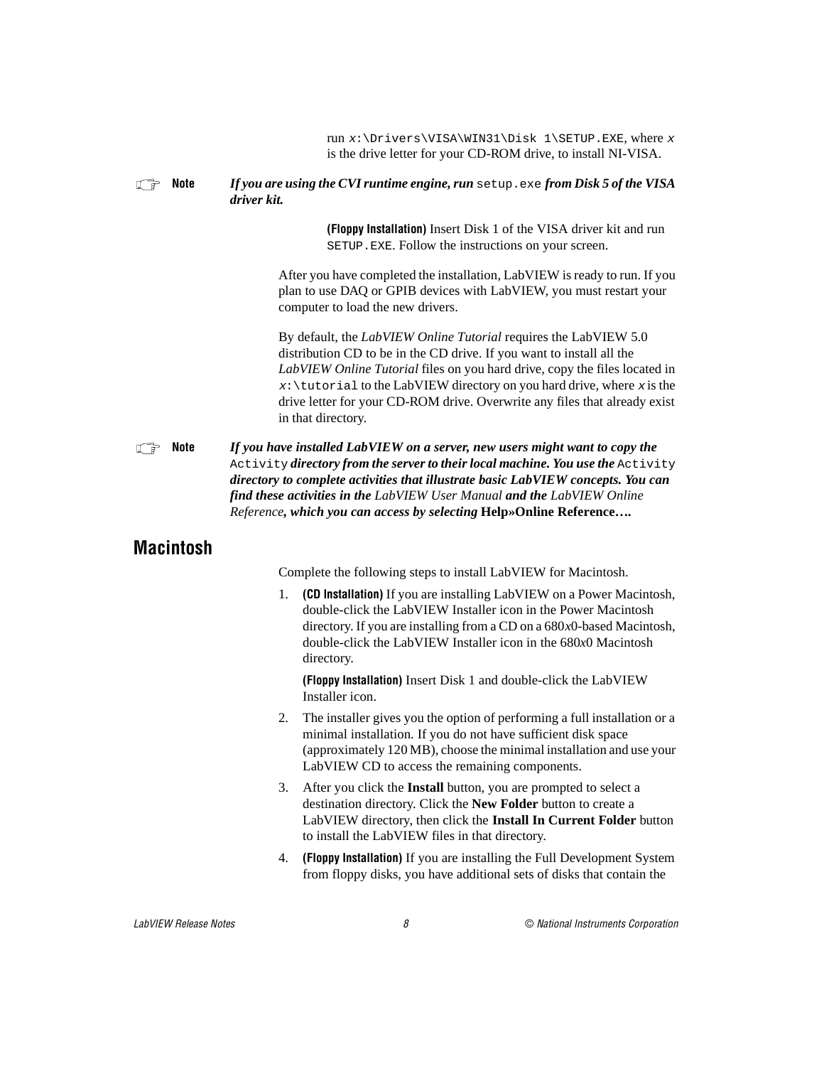run `x:\Drivers\VISA\WIN31\Disk 1\SETUP.EXE`, where `x` is the drive letter for your CD-ROM drive, to install NI-VISA.

**Note** ***If you are using the CVI runtime engine, run*** `setup.exe` ***from Disk 5 of the VISA driver kit.***

**(Floppy Installation)** Insert Disk 1 of the VISA driver kit and run `SETUP.EXE`. Follow the instructions on your screen.

After you have completed the installation, LabVIEW is ready to run. If you plan to use DAQ or GPIB devices with LabVIEW, you must restart your computer to load the new drivers.

By default, the *LabVIEW Online Tutorial* requires the LabVIEW 5.0 distribution CD to be in the CD drive. If you want to install all the *LabVIEW Online Tutorial* files on you hard drive, copy the files located in `x:\tutorial` to the LabVIEW directory on you hard drive, where `x` is the drive letter for your CD-ROM drive. Overwrite any files that already exist in that directory.

**Note** ***If you have installed LabVIEW on a server, new users might want to copy the*** `Activity` ***directory from the server to their local machine. You use the*** `Activity` ***directory to complete activities that illustrate basic LabVIEW concepts. You can find these activities in the*** *LabVIEW User Manual* ***and the*** *LabVIEW Online Reference****, which you can access by selecting* Help»Online Reference….**

## Macintosh

Complete the following steps to install LabVIEW for Macintosh.

1. **(CD Installation)** If you are installing LabVIEW on a Power Macintosh, double-click the LabVIEW Installer icon in the Power Macintosh directory. If you are installing from a CD on a 680*x*0-based Macintosh, double-click the LabVIEW Installer icon in the 680*x*0 Macintosh directory.

   **(Floppy Installation)** Insert Disk 1 and double-click the LabVIEW Installer icon.

2. The installer gives you the option of performing a full installation or a minimal installation. If you do not have sufficient disk space (approximately 120 MB), choose the minimal installation and use your LabVIEW CD to access the remaining components.

3. After you click the **Install** button, you are prompted to select a destination directory. Click the **New Folder** button to create a LabVIEW directory, then click the **Install In Current Folder** button to install the LabVIEW files in that directory.

4. **(Floppy Installation)** If you are installing the Full Development System from floppy disks, you have additional sets of disks that contain the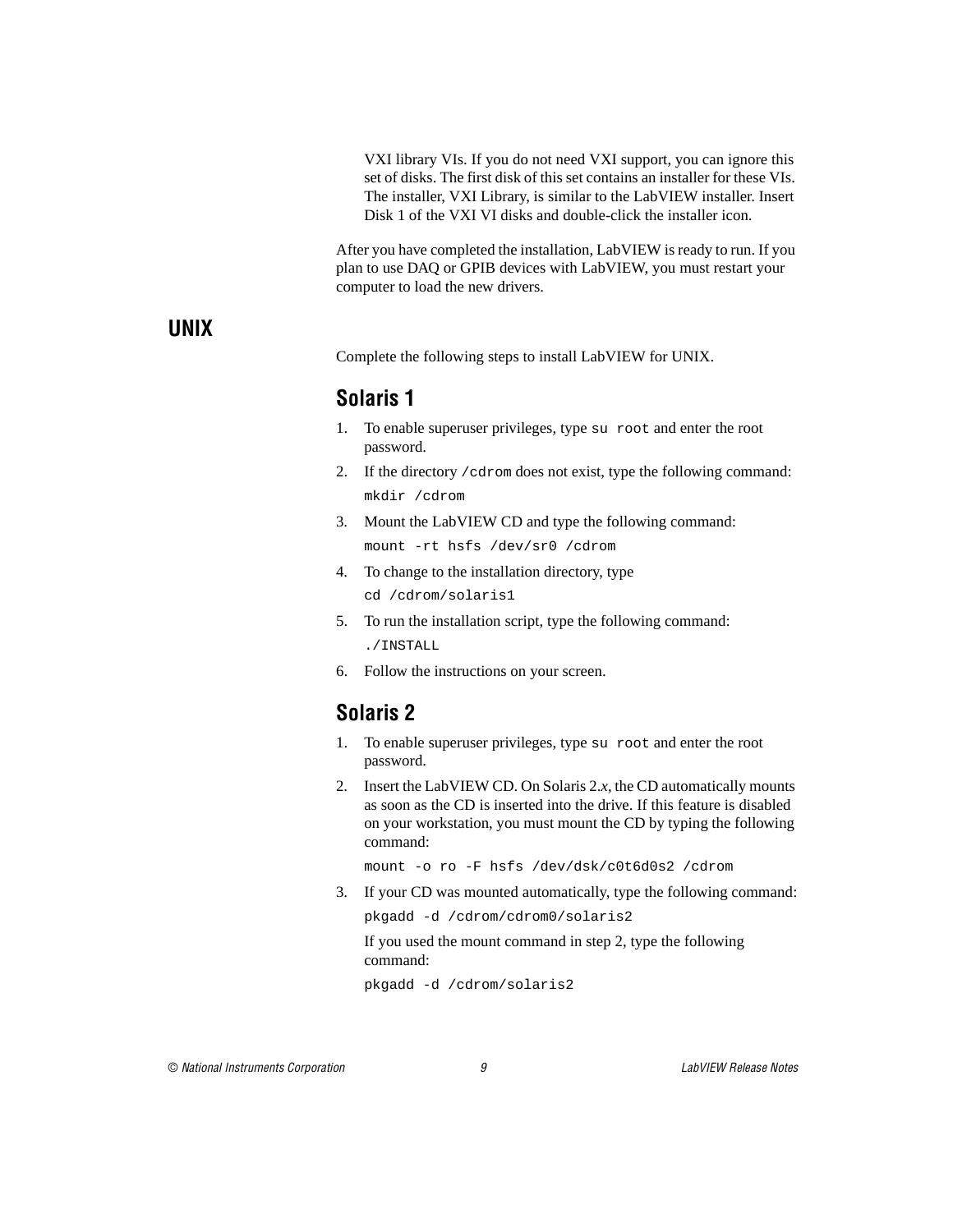VXI library VIs. If you do not need VXI support, you can ignore this set of disks. The first disk of this set contains an installer for these VIs. The installer, VXI Library, is similar to the LabVIEW installer. Insert Disk 1 of the VXI VI disks and double-click the installer icon.

After you have completed the installation, LabVIEW is ready to run. If you plan to use DAQ or GPIB devices with LabVIEW, you must restart your computer to load the new drivers.

## UNIX

Complete the following steps to install LabVIEW for UNIX.

### Solaris 1

1. To enable superuser privileges, type `su root` and enter the root password.
2. If the directory `/cdrom` does not exist, type the following command:
   ```
   mkdir /cdrom
   ```
3. Mount the LabVIEW CD and type the following command:
   ```
   mount -rt hsfs /dev/sr0 /cdrom
   ```
4. To change to the installation directory, type
   ```
   cd /cdrom/solaris1
   ```
5. To run the installation script, type the following command:
   ```
   ./INSTALL
   ```
6. Follow the instructions on your screen.

### Solaris 2

1. To enable superuser privileges, type `su root` and enter the root password.
2. Insert the LabVIEW CD. On Solaris 2.*x*, the CD automatically mounts as soon as the CD is inserted into the drive. If this feature is disabled on your workstation, you must mount the CD by typing the following command:
   ```
   mount -o ro -F hsfs /dev/dsk/c0t6d0s2 /cdrom
   ```
3. If your CD was mounted automatically, type the following command:
   ```
   pkgadd -d /cdrom/cdrom0/solaris2
   ```
   If you used the mount command in step 2, type the following command:
   ```
   pkgadd -d /cdrom/solaris2
   ```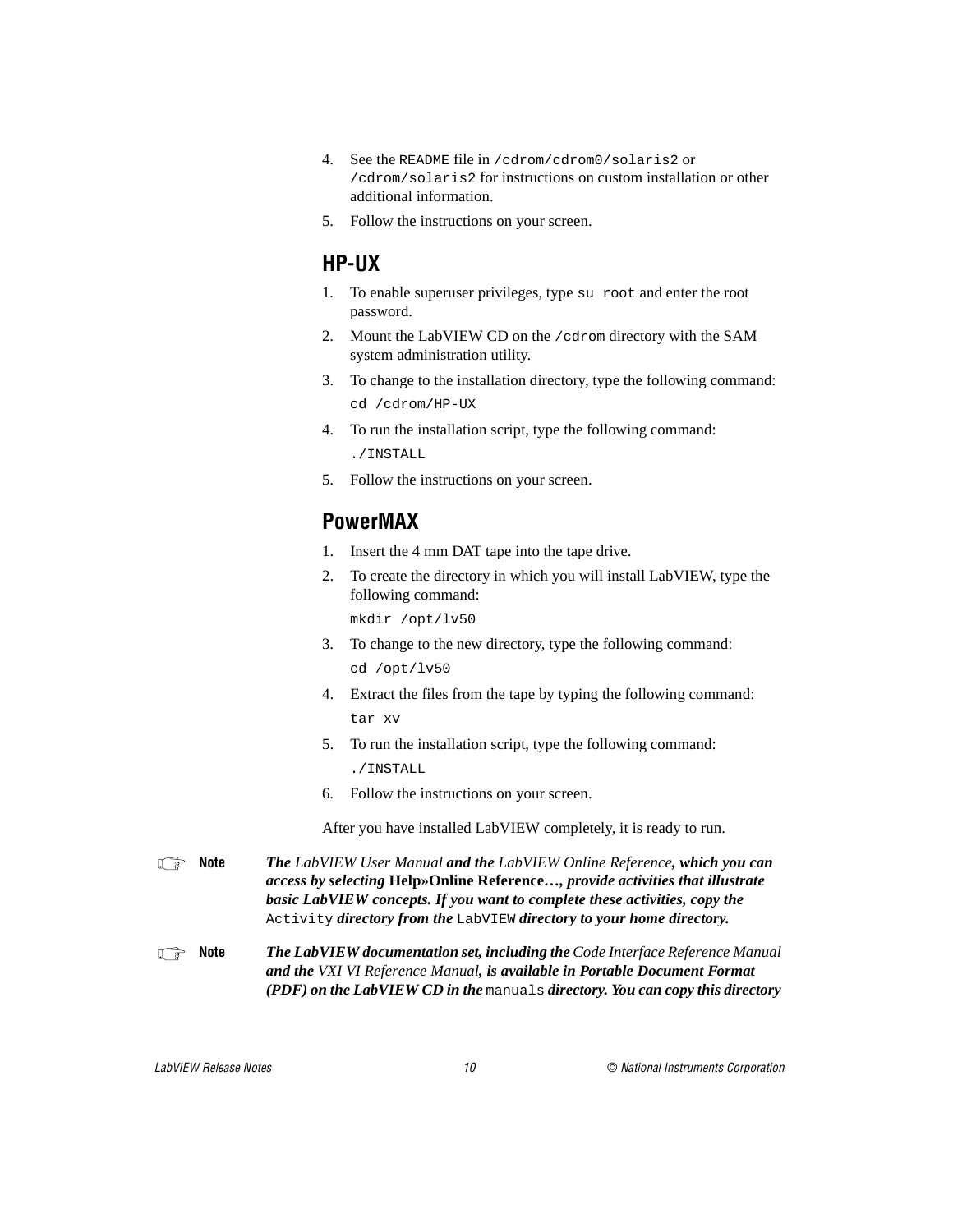4. See the `README` file in `/cdrom/cdrom0/solaris2` or `/cdrom/solaris2` for instructions on custom installation or other additional information.
5. Follow the instructions on your screen.

## HP-UX

1. To enable superuser privileges, type `su root` and enter the root password.
2. Mount the LabVIEW CD on the `/cdrom` directory with the SAM system administration utility.
3. To change to the installation directory, type the following command:

   ```
   cd /cdrom/HP-UX
   ```

4. To run the installation script, type the following command:

   ```
   ./INSTALL
   ```

5. Follow the instructions on your screen.

## PowerMAX

1. Insert the 4 mm DAT tape into the tape drive.
2. To create the directory in which you will install LabVIEW, type the following command:

   ```
   mkdir /opt/lv50
   ```

3. To change to the new directory, type the following command:

   ```
   cd /opt/lv50
   ```

4. Extract the files from the tape by typing the following command:

   ```
   tar xv
   ```

5. To run the installation script, type the following command:

   ```
   ./INSTALL
   ```

6. Follow the instructions on your screen.

After you have installed LabVIEW completely, it is ready to run.

> **Note** ***The** LabVIEW User Manual **and the** LabVIEW Online Reference**, which you can access by selecting** Help»Online Reference…**, provide activities that illustrate basic LabVIEW concepts. If you want to complete these activities, copy the*** `Activity` ***directory from the*** `LabVIEW` ***directory to your home directory.***

> **Note** ***The LabVIEW documentation set, including the** Code Interface Reference Manual **and the** VXI VI Reference Manual**, is available in Portable Document Format (PDF) on the LabVIEW CD in the*** `manuals` ***directory. You can copy this directory***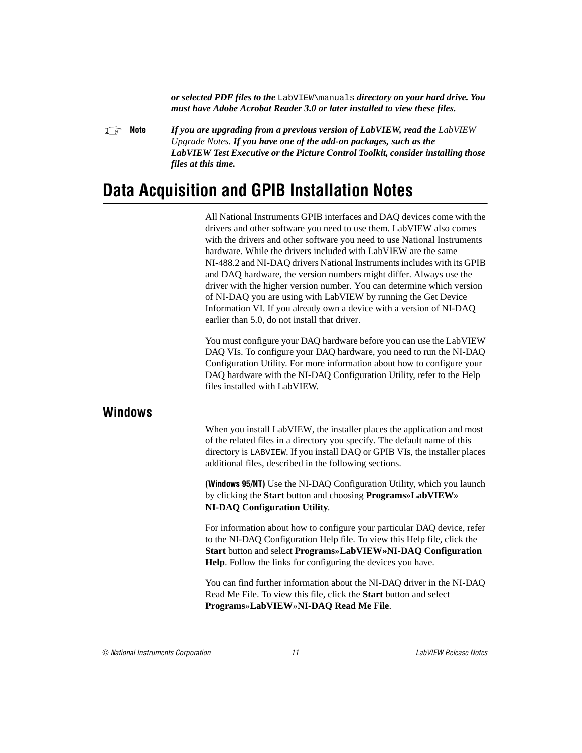***or selected PDF files to the*** `LabVIEW\manuals` ***directory on your hard drive. You must have Adobe Acrobat Reader 3.0 or later installed to view these files.***

**Note** ***If you are upgrading from a previous version of LabVIEW, read the*** *LabVIEW Upgrade Notes.* ***If you have one of the add-on packages, such as the LabVIEW Test Executive or the Picture Control Toolkit, consider installing those files at this time.***

# Data Acquisition and GPIB Installation Notes

All National Instruments GPIB interfaces and DAQ devices come with the drivers and other software you need to use them. LabVIEW also comes with the drivers and other software you need to use National Instruments hardware. While the drivers included with LabVIEW are the same NI-488.2 and NI-DAQ drivers National Instruments includes with its GPIB and DAQ hardware, the version numbers might differ. Always use the driver with the higher version number. You can determine which version of NI-DAQ you are using with LabVIEW by running the Get Device Information VI. If you already own a device with a version of NI-DAQ earlier than 5.0, do not install that driver.

You must configure your DAQ hardware before you can use the LabVIEW DAQ VIs. To configure your DAQ hardware, you need to run the NI-DAQ Configuration Utility. For more information about how to configure your DAQ hardware with the NI-DAQ Configuration Utility, refer to the Help files installed with LabVIEW.

## Windows

When you install LabVIEW, the installer places the application and most of the related files in a directory you specify. The default name of this directory is `LABVIEW`. If you install DAQ or GPIB VIs, the installer places additional files, described in the following sections.

**(Windows 95/NT)** Use the NI-DAQ Configuration Utility, which you launch by clicking the **Start** button and choosing **Programs»LabVIEW» NI-DAQ Configuration Utility**.

For information about how to configure your particular DAQ device, refer to the NI-DAQ Configuration Help file. To view this Help file, click the **Start** button and select **Programs»LabVIEW»NI-DAQ Configuration Help**. Follow the links for configuring the devices you have.

You can find further information about the NI-DAQ driver in the NI-DAQ Read Me File. To view this file, click the **Start** button and select **Programs»LabVIEW»NI-DAQ Read Me File**.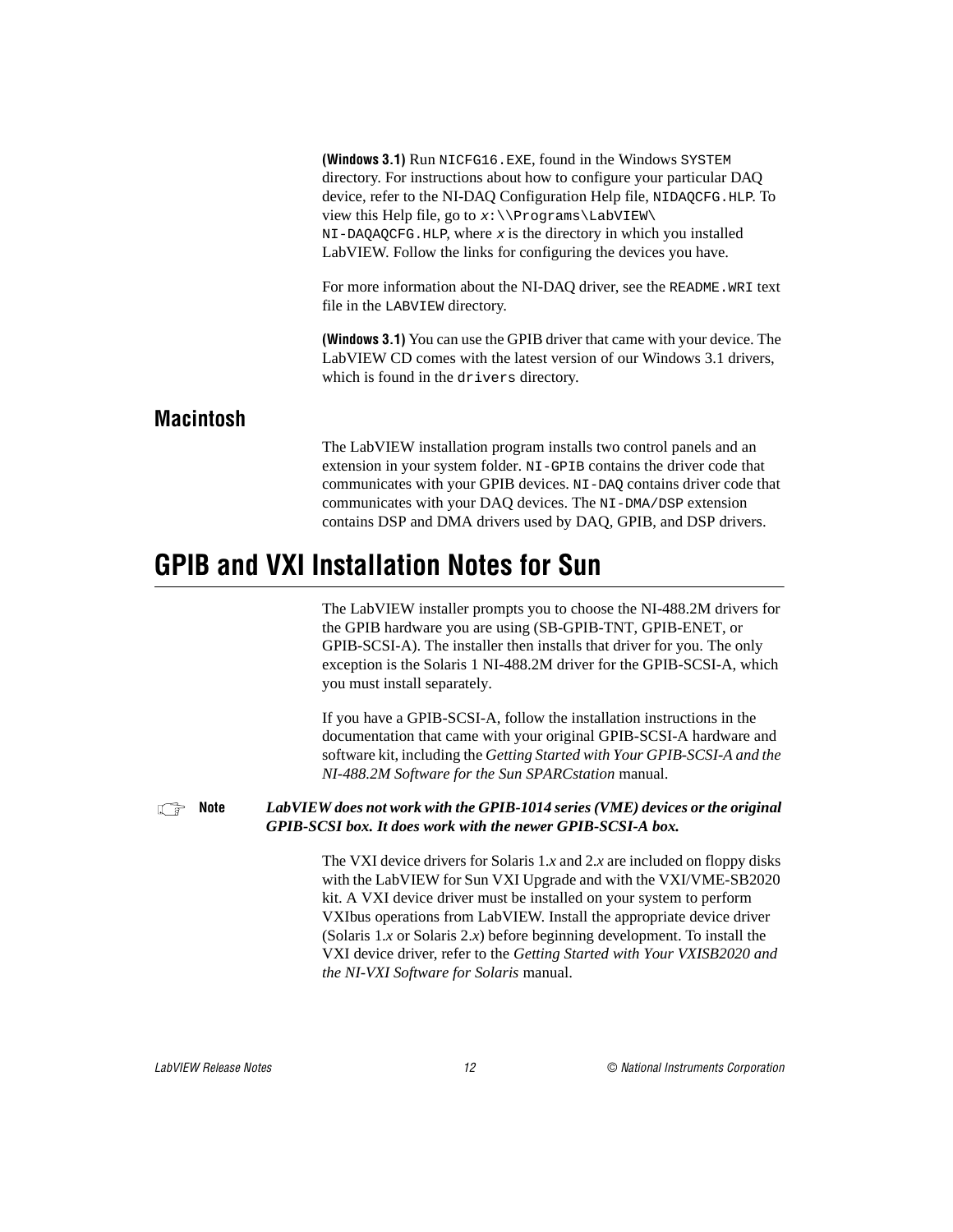**(Windows 3.1)** Run `NICFG16.EXE`, found in the Windows `SYSTEM` directory. For instructions about how to configure your particular DAQ device, refer to the NI-DAQ Configuration Help file, `NIDAQCFG.HLP`. To view this Help file, go to `x:\\Programs\LabVIEW\NI-DAQAQCFG.HLP`, where *x* is the directory in which you installed LabVIEW. Follow the links for configuring the devices you have.

For more information about the NI-DAQ driver, see the `README.WRI` text file in the `LABVIEW` directory.

**(Windows 3.1)** You can use the GPIB driver that came with your device. The LabVIEW CD comes with the latest version of our Windows 3.1 drivers, which is found in the `drivers` directory.

## Macintosh

The LabVIEW installation program installs two control panels and an extension in your system folder. `NI-GPIB` contains the driver code that communicates with your GPIB devices. `NI-DAQ` contains driver code that communicates with your DAQ devices. The `NI-DMA/DSP` extension contains DSP and DMA drivers used by DAQ, GPIB, and DSP drivers.

# GPIB and VXI Installation Notes for Sun

The LabVIEW installer prompts you to choose the NI-488.2M drivers for the GPIB hardware you are using (SB-GPIB-TNT, GPIB-ENET, or GPIB-SCSI-A). The installer then installs that driver for you. The only exception is the Solaris 1 NI-488.2M driver for the GPIB-SCSI-A, which you must install separately.

If you have a GPIB-SCSI-A, follow the installation instructions in the documentation that came with your original GPIB-SCSI-A hardware and software kit, including the *Getting Started with Your GPIB-SCSI-A and the NI-488.2M Software for the Sun SPARCstation* manual.

**Note** ***LabVIEW does not work with the GPIB-1014 series (VME) devices or the original GPIB-SCSI box. It does work with the newer GPIB-SCSI-A box.***

The VXI device drivers for Solaris 1.*x* and 2.*x* are included on floppy disks with the LabVIEW for Sun VXI Upgrade and with the VXI/VME-SB2020 kit. A VXI device driver must be installed on your system to perform VXIbus operations from LabVIEW. Install the appropriate device driver (Solaris 1.*x* or Solaris 2.*x*) before beginning development. To install the VXI device driver, refer to the *Getting Started with Your VXISB2020 and the NI-VXI Software for Solaris* manual.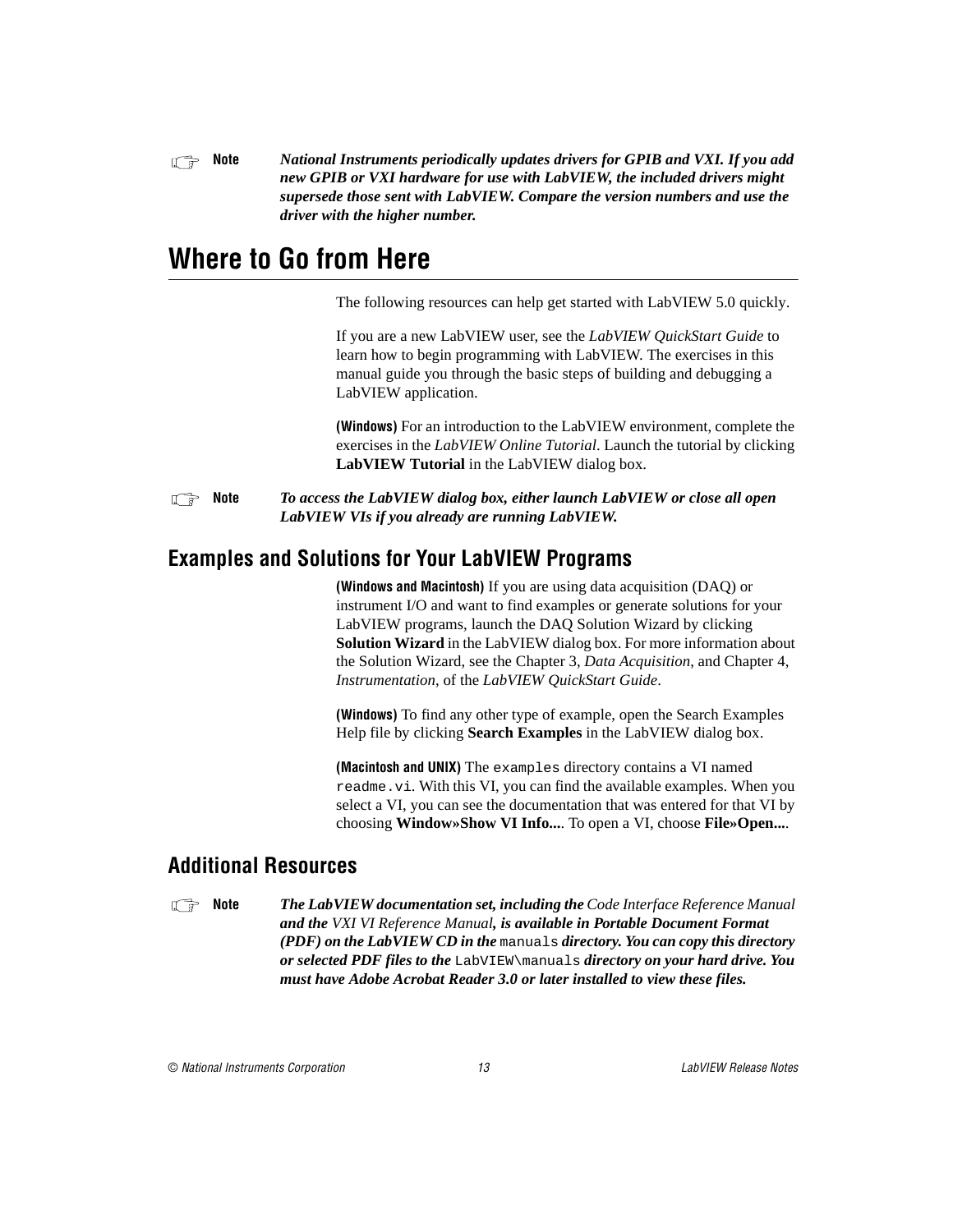**Note** ***National Instruments periodically updates drivers for GPIB and VXI. If you add new GPIB or VXI hardware for use with LabVIEW, the included drivers might supersede those sent with LabVIEW. Compare the version numbers and use the driver with the higher number.***

# Where to Go from Here

The following resources can help get started with LabVIEW 5.0 quickly.

If you are a new LabVIEW user, see the *LabVIEW QuickStart Guide* to learn how to begin programming with LabVIEW. The exercises in this manual guide you through the basic steps of building and debugging a LabVIEW application.

**(Windows)** For an introduction to the LabVIEW environment, complete the exercises in the *LabVIEW Online Tutorial*. Launch the tutorial by clicking **LabVIEW Tutorial** in the LabVIEW dialog box.

**Note** ***To access the LabVIEW dialog box, either launch LabVIEW or close all open LabVIEW VIs if you already are running LabVIEW.***

## Examples and Solutions for Your LabVIEW Programs

**(Windows and Macintosh)** If you are using data acquisition (DAQ) or instrument I/O and want to find examples or generate solutions for your LabVIEW programs, launch the DAQ Solution Wizard by clicking **Solution Wizard** in the LabVIEW dialog box. For more information about the Solution Wizard, see the Chapter 3, *Data Acquisition*, and Chapter 4, *Instrumentation*, of the *LabVIEW QuickStart Guide*.

**(Windows)** To find any other type of example, open the Search Examples Help file by clicking **Search Examples** in the LabVIEW dialog box.

**(Macintosh and UNIX)** The `examples` directory contains a VI named `readme.vi`. With this VI, you can find the available examples. When you select a VI, you can see the documentation that was entered for that VI by choosing **Window»Show VI Info...**. To open a VI, choose **File»Open...**.

## Additional Resources

**Note** ***The LabVIEW documentation set, including the*** *Code Interface Reference Manual* ***and the*** *VXI VI Reference Manual****, is available in Portable Document Format (PDF) on the LabVIEW CD in the*** `manuals` ***directory. You can copy this directory or selected PDF files to the*** `LabVIEW\manuals` ***directory on your hard drive. You must have Adobe Acrobat Reader 3.0 or later installed to view these files.***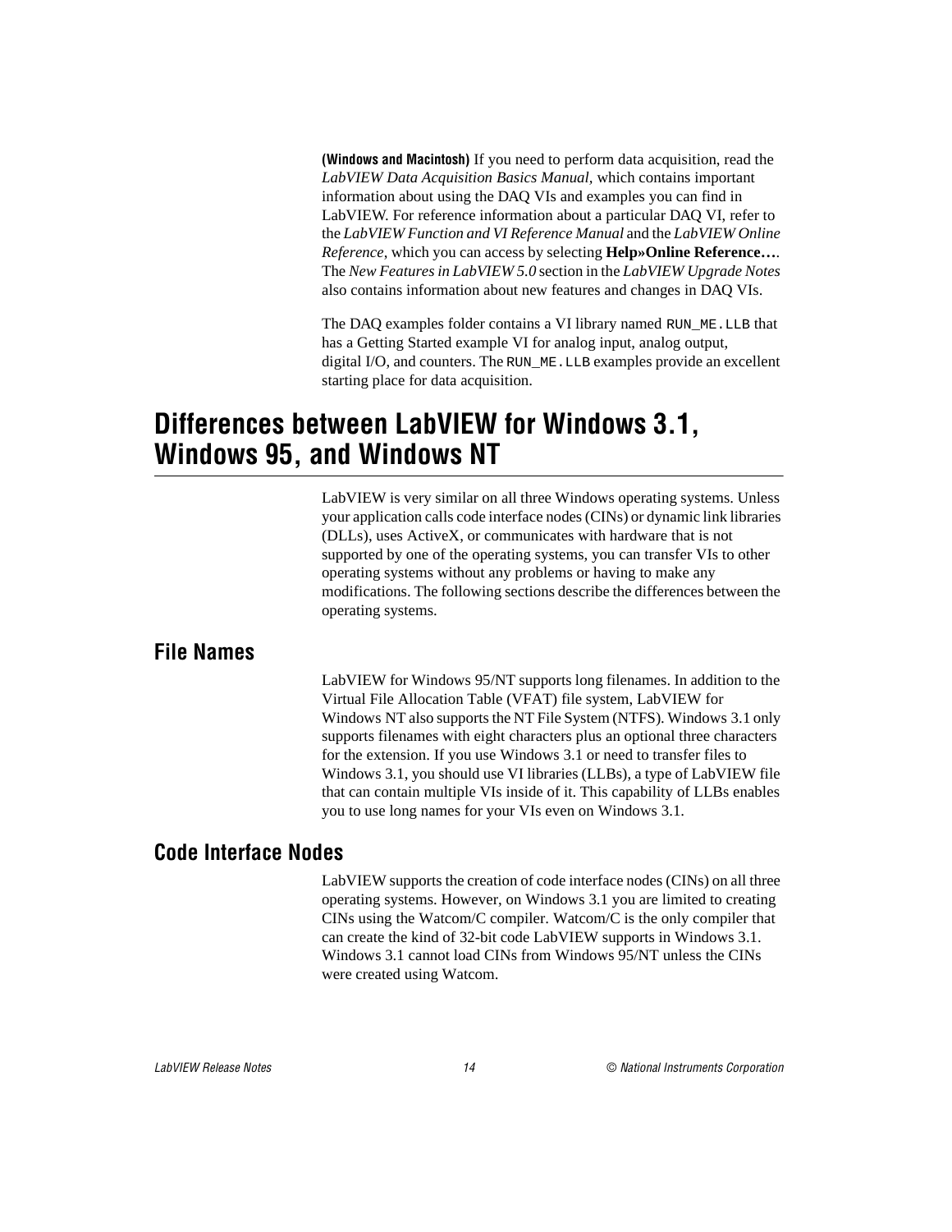**(Windows and Macintosh)** If you need to perform data acquisition, read the *LabVIEW Data Acquisition Basics Manual*, which contains important information about using the DAQ VIs and examples you can find in LabVIEW. For reference information about a particular DAQ VI, refer to the *LabVIEW Function and VI Reference Manual* and the *LabVIEW Online Reference*, which you can access by selecting **Help»Online Reference…**. The *New Features in LabVIEW 5.0* section in the *LabVIEW Upgrade Notes* also contains information about new features and changes in DAQ VIs.

The DAQ examples folder contains a VI library named `RUN_ME.LLB` that has a Getting Started example VI for analog input, analog output, digital I/O, and counters. The `RUN_ME.LLB` examples provide an excellent starting place for data acquisition.

# Differences between LabVIEW for Windows 3.1, Windows 95, and Windows NT

LabVIEW is very similar on all three Windows operating systems. Unless your application calls code interface nodes (CINs) or dynamic link libraries (DLLs), uses ActiveX, or communicates with hardware that is not supported by one of the operating systems, you can transfer VIs to other operating systems without any problems or having to make any modifications. The following sections describe the differences between the operating systems.

## File Names

LabVIEW for Windows 95/NT supports long filenames. In addition to the Virtual File Allocation Table (VFAT) file system, LabVIEW for Windows NT also supports the NT File System (NTFS). Windows 3.1 only supports filenames with eight characters plus an optional three characters for the extension. If you use Windows 3.1 or need to transfer files to Windows 3.1, you should use VI libraries (LLBs), a type of LabVIEW file that can contain multiple VIs inside of it. This capability of LLBs enables you to use long names for your VIs even on Windows 3.1.

## Code Interface Nodes

LabVIEW supports the creation of code interface nodes (CINs) on all three operating systems. However, on Windows 3.1 you are limited to creating CINs using the Watcom/C compiler. Watcom/C is the only compiler that can create the kind of 32-bit code LabVIEW supports in Windows 3.1. Windows 3.1 cannot load CINs from Windows 95/NT unless the CINs were created using Watcom.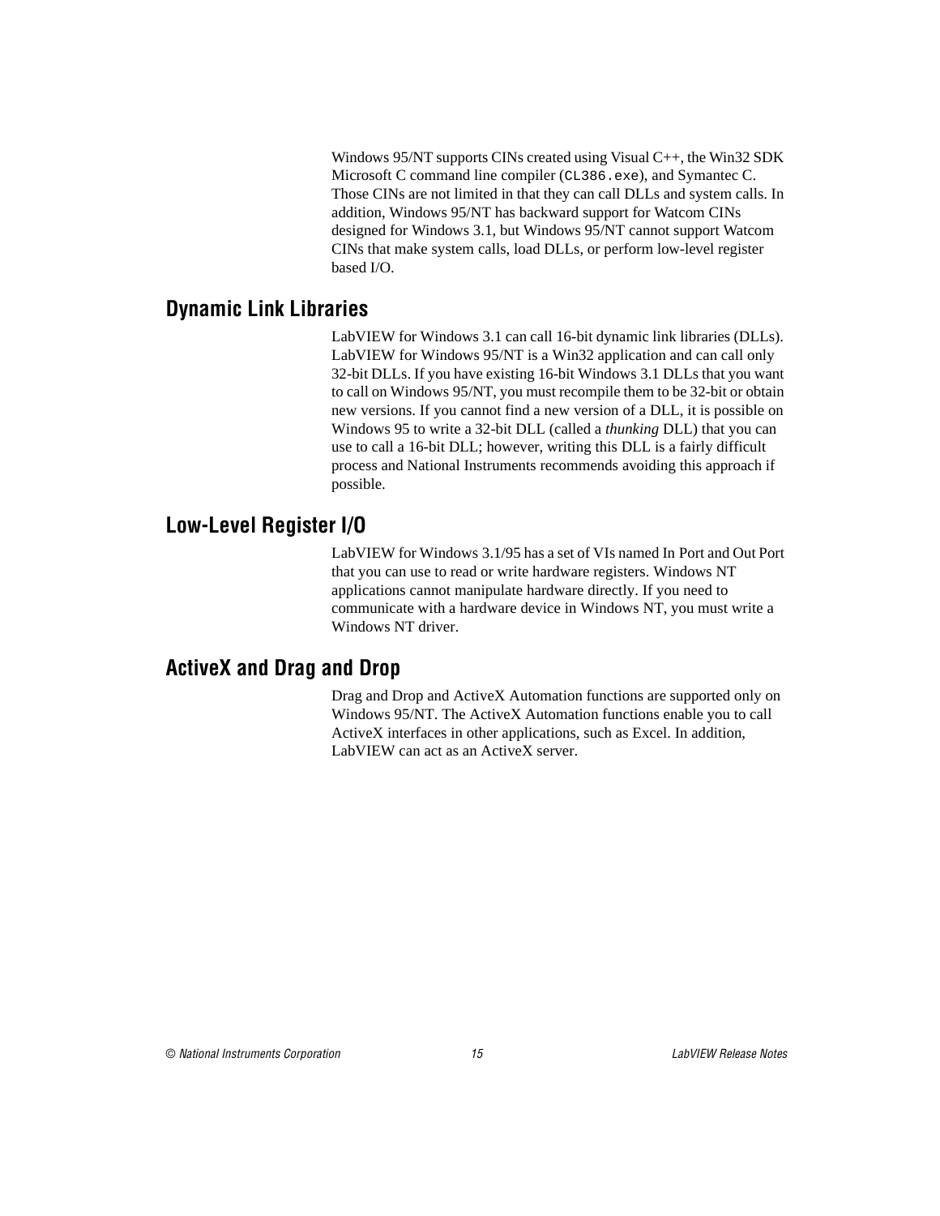Windows 95/NT supports CINs created using Visual C++, the Win32 SDK Microsoft C command line compiler (`CL386.exe`), and Symantec C. Those CINs are not limited in that they can call DLLs and system calls. In addition, Windows 95/NT has backward support for Watcom CINs designed for Windows 3.1, but Windows 95/NT cannot support Watcom CINs that make system calls, load DLLs, or perform low-level register based I/O.

## Dynamic Link Libraries

LabVIEW for Windows 3.1 can call 16-bit dynamic link libraries (DLLs). LabVIEW for Windows 95/NT is a Win32 application and can call only 32-bit DLLs. If you have existing 16-bit Windows 3.1 DLLs that you want to call on Windows 95/NT, you must recompile them to be 32-bit or obtain new versions. If you cannot find a new version of a DLL, it is possible on Windows 95 to write a 32-bit DLL (called a *thunking* DLL) that you can use to call a 16-bit DLL; however, writing this DLL is a fairly difficult process and National Instruments recommends avoiding this approach if possible.

## Low-Level Register I/O

LabVIEW for Windows 3.1/95 has a set of VIs named In Port and Out Port that you can use to read or write hardware registers. Windows NT applications cannot manipulate hardware directly. If you need to communicate with a hardware device in Windows NT, you must write a Windows NT driver.

## ActiveX and Drag and Drop

Drag and Drop and ActiveX Automation functions are supported only on Windows 95/NT. The ActiveX Automation functions enable you to call ActiveX interfaces in other applications, such as Excel. In addition, LabVIEW can act as an ActiveX server.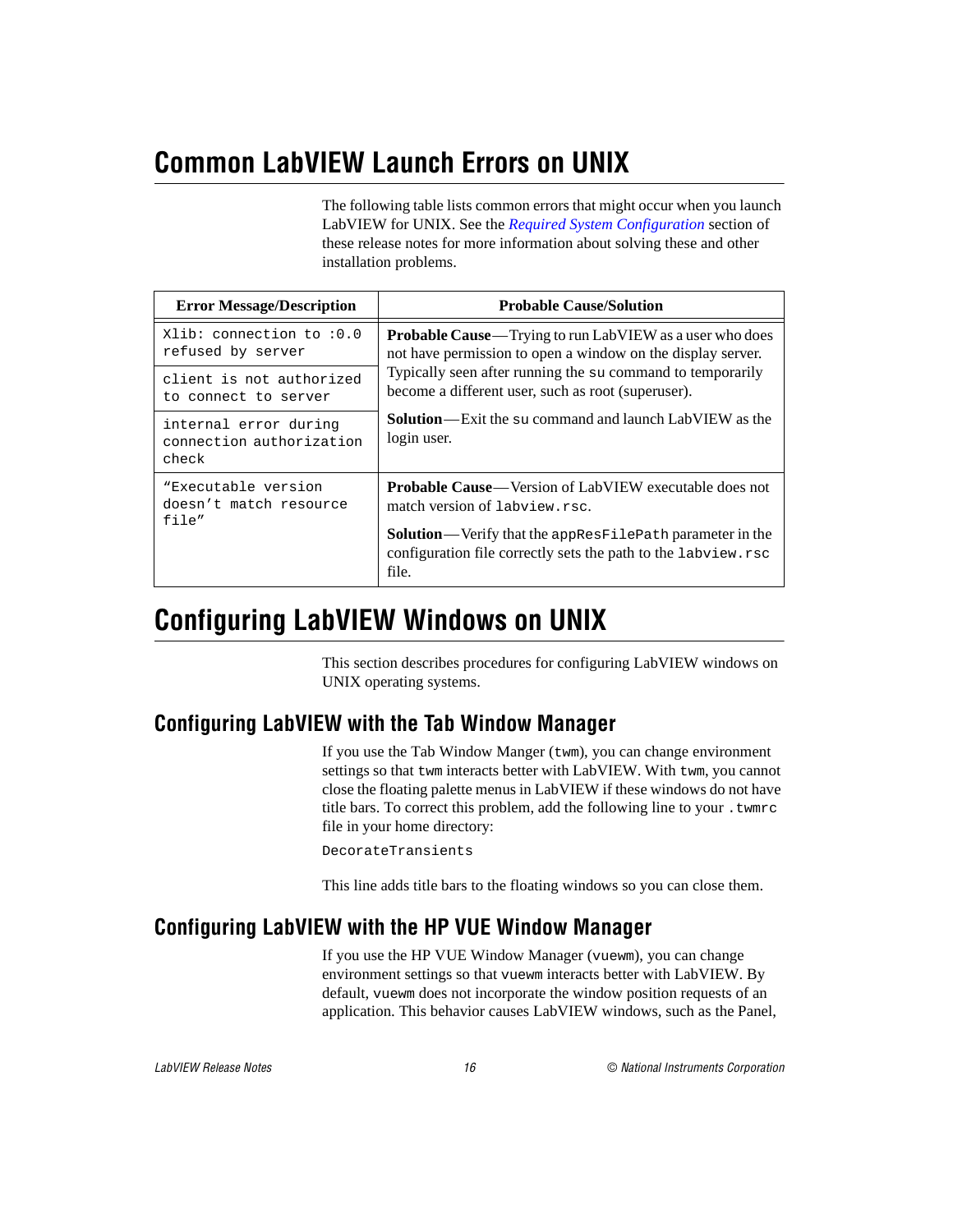# Common LabVIEW Launch Errors on UNIX

The following table lists common errors that might occur when you launch LabVIEW for UNIX. See the *Required System Configuration* section of these release notes for more information about solving these and other installation problems.

| Error Message/Description | Probable Cause/Solution |
|---|---|
| `Xlib: connection to :0.0 refused by server` | **Probable Cause**—Trying to run LabVIEW as a user who does not have permission to open a window on the display server. Typically seen after running the `su` command to temporarily become a different user, such as root (superuser).<br><br>**Solution**—Exit the `su` command and launch LabVIEW as the login user. |
| `client is not authorized to connect to server` | |
| `internal error during connection authorization check` | |
| `“Executable version doesn’t match resource file”` | **Probable Cause**—Version of LabVIEW executable does not match version of `labview.rsc`.<br><br>**Solution**—Verify that the `appResFilePath` parameter in the configuration file correctly sets the path to the `labview.rsc` file. |

# Configuring LabVIEW Windows on UNIX

This section describes procedures for configuring LabVIEW windows on UNIX operating systems.

## Configuring LabVIEW with the Tab Window Manager

If you use the Tab Window Manger (`twm`), you can change environment settings so that `twm` interacts better with LabVIEW. With `twm`, you cannot close the floating palette menus in LabVIEW if these windows do not have title bars. To correct this problem, add the following line to your `.twmrc` file in your home directory:

```
DecorateTransients
```

This line adds title bars to the floating windows so you can close them.

## Configuring LabVIEW with the HP VUE Window Manager

If you use the HP VUE Window Manager (`vuewm`), you can change environment settings so that `vuewm` interacts better with LabVIEW. By default, `vuewm` does not incorporate the window position requests of an application. This behavior causes LabVIEW windows, such as the Panel,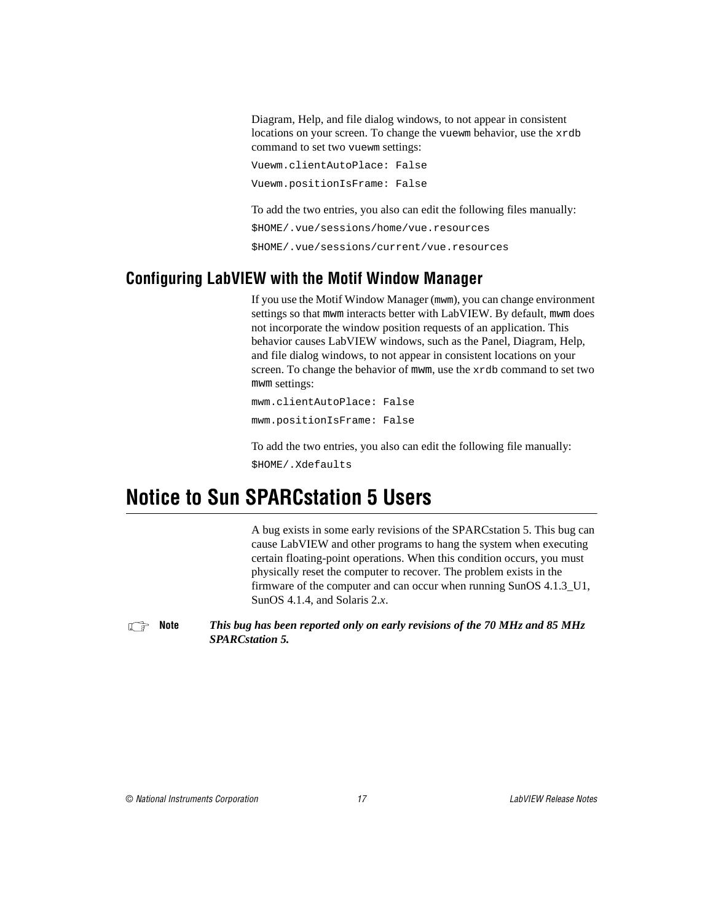Diagram, Help, and file dialog windows, to not appear in consistent locations on your screen. To change the `vuewm` behavior, use the `xrdb` command to set two `vuewm` settings:

```
Vuewm.clientAutoPlace: False
Vuewm.positionIsFrame: False
```

To add the two entries, you also can edit the following files manually:

```
$HOME/.vue/sessions/home/vue.resources
$HOME/.vue/sessions/current/vue.resources
```

## Configuring LabVIEW with the Motif Window Manager

If you use the Motif Window Manager (`mwm`), you can change environment settings so that `mwm` interacts better with LabVIEW. By default, `mwm` does not incorporate the window position requests of an application. This behavior causes LabVIEW windows, such as the Panel, Diagram, Help, and file dialog windows, to not appear in consistent locations on your screen. To change the behavior of `mwm`, use the `xrdb` command to set two `mwm` settings:

```
mwm.clientAutoPlace: False
mwm.positionIsFrame: False
```

To add the two entries, you also can edit the following file manually:

```
$HOME/.Xdefaults
```

# Notice to Sun SPARCstation 5 Users

A bug exists in some early revisions of the SPARCstation 5. This bug can cause LabVIEW and other programs to hang the system when executing certain floating-point operations. When this condition occurs, you must physically reset the computer to recover. The problem exists in the firmware of the computer and can occur when running SunOS 4.1.3_U1, SunOS 4.1.4, and Solaris 2.*x*.

**Note** ***This bug has been reported only on early revisions of the 70 MHz and 85 MHz SPARCstation 5.***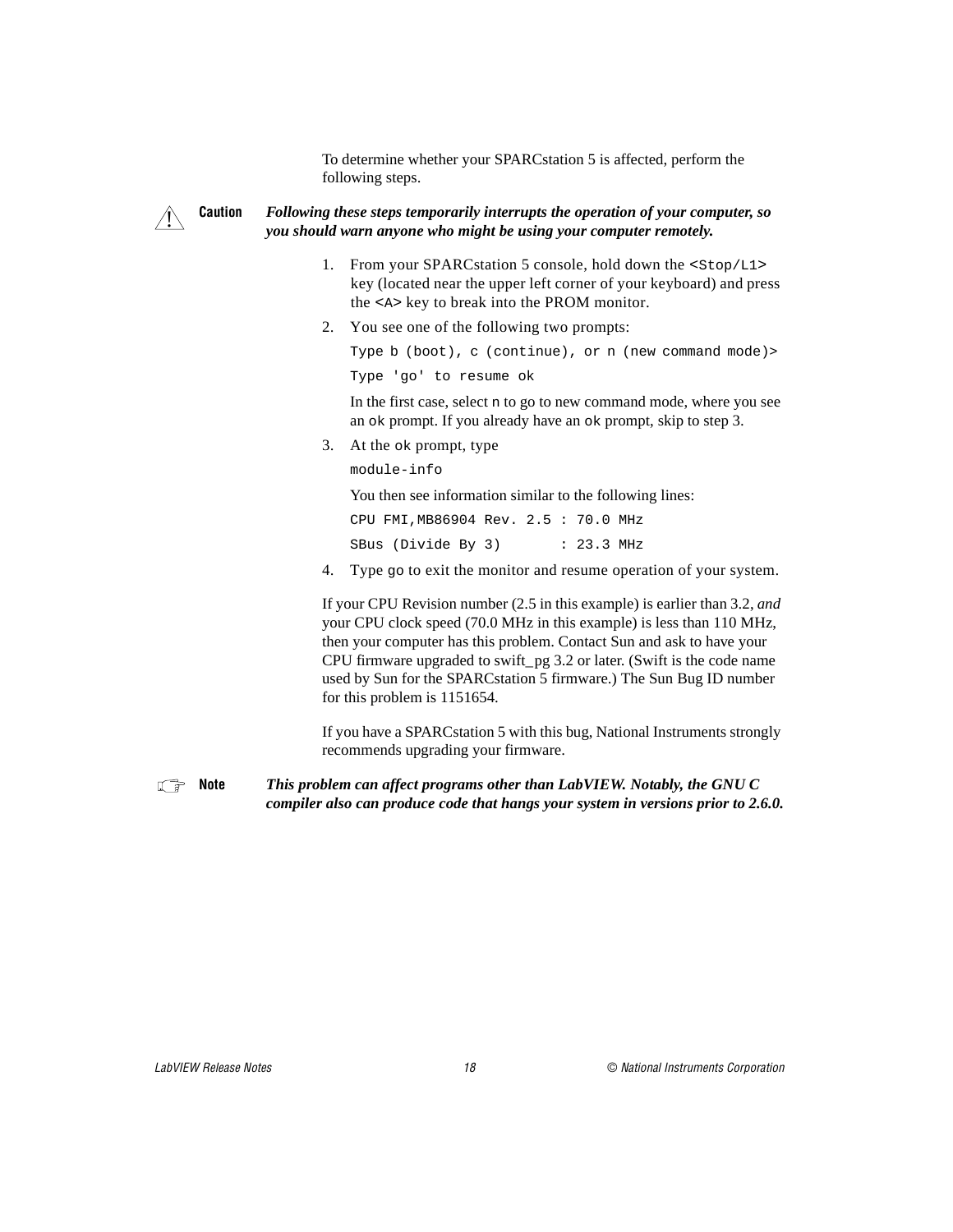To determine whether your SPARCstation 5 is affected, perform the following steps.

**Caution** ***Following these steps temporarily interrupts the operation of your computer, so you should warn anyone who might be using your computer remotely.***

1. From your SPARCstation 5 console, hold down the `<Stop/L1>` key (located near the upper left corner of your keyboard) and press the `<A>` key to break into the PROM monitor.
2. You see one of the following two prompts:

   ```
   Type b (boot), c (continue), or n (new command mode)>
   Type 'go' to resume ok
   ```

   In the first case, select `n` to go to new command mode, where you see an `ok` prompt. If you already have an `ok` prompt, skip to step 3.
3. At the `ok` prompt, type

   ```
   module-info
   ```

   You then see information similar to the following lines:

   ```
   CPU FMI,MB86904 Rev. 2.5 : 70.0 MHz
   SBus (Divide By 3)       : 23.3 MHz
   ```
4. Type `go` to exit the monitor and resume operation of your system.

If your CPU Revision number (2.5 in this example) is earlier than 3.2, *and* your CPU clock speed (70.0 MHz in this example) is less than 110 MHz, then your computer has this problem. Contact Sun and ask to have your CPU firmware upgraded to swift_pg 3.2 or later. (Swift is the code name used by Sun for the SPARCstation 5 firmware.) The Sun Bug ID number for this problem is 1151654.

If you have a SPARCstation 5 with this bug, National Instruments strongly recommends upgrading your firmware.

**Note** ***This problem can affect programs other than LabVIEW. Notably, the GNU C compiler also can produce code that hangs your system in versions prior to 2.6.0.***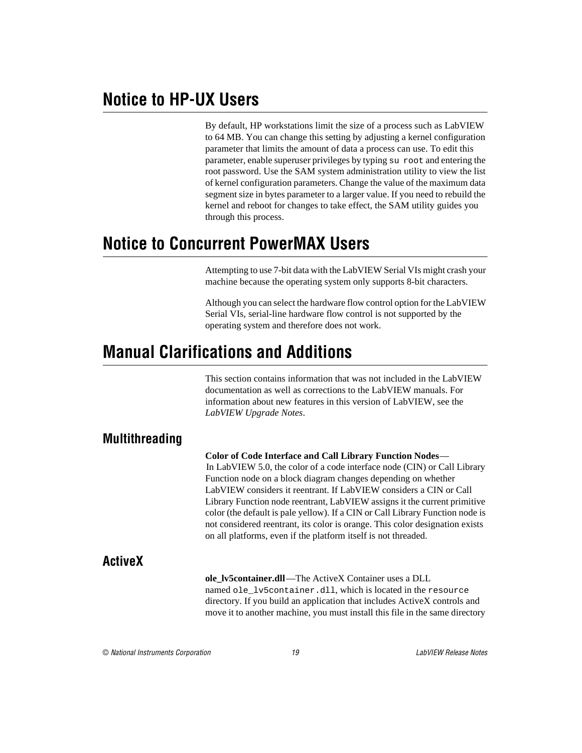# Notice to HP-UX Users

By default, HP workstations limit the size of a process such as LabVIEW to 64 MB. You can change this setting by adjusting a kernel configuration parameter that limits the amount of data a process can use. To edit this parameter, enable superuser privileges by typing `su root` and entering the root password. Use the SAM system administration utility to view the list of kernel configuration parameters. Change the value of the maximum data segment size in bytes parameter to a larger value. If you need to rebuild the kernel and reboot for changes to take effect, the SAM utility guides you through this process.

# Notice to Concurrent PowerMAX Users

Attempting to use 7-bit data with the LabVIEW Serial VIs might crash your machine because the operating system only supports 8-bit characters.

Although you can select the hardware flow control option for the LabVIEW Serial VIs, serial-line hardware flow control is not supported by the operating system and therefore does not work.

# Manual Clarifications and Additions

This section contains information that was not included in the LabVIEW documentation as well as corrections to the LabVIEW manuals. For information about new features in this version of LabVIEW, see the *LabVIEW Upgrade Notes*.

## Multithreading

**Color of Code Interface and Call Library Function Nodes**—In LabVIEW 5.0, the color of a code interface node (CIN) or Call Library Function node on a block diagram changes depending on whether LabVIEW considers it reentrant. If LabVIEW considers a CIN or Call Library Function node reentrant, LabVIEW assigns it the current primitive color (the default is pale yellow). If a CIN or Call Library Function node is not considered reentrant, its color is orange. This color designation exists on all platforms, even if the platform itself is not threaded.

## ActiveX

**ole_lv5container.dll**—The ActiveX Container uses a DLL named `ole_lv5container.dll`, which is located in the `resource` directory. If you build an application that includes ActiveX controls and move it to another machine, you must install this file in the same directory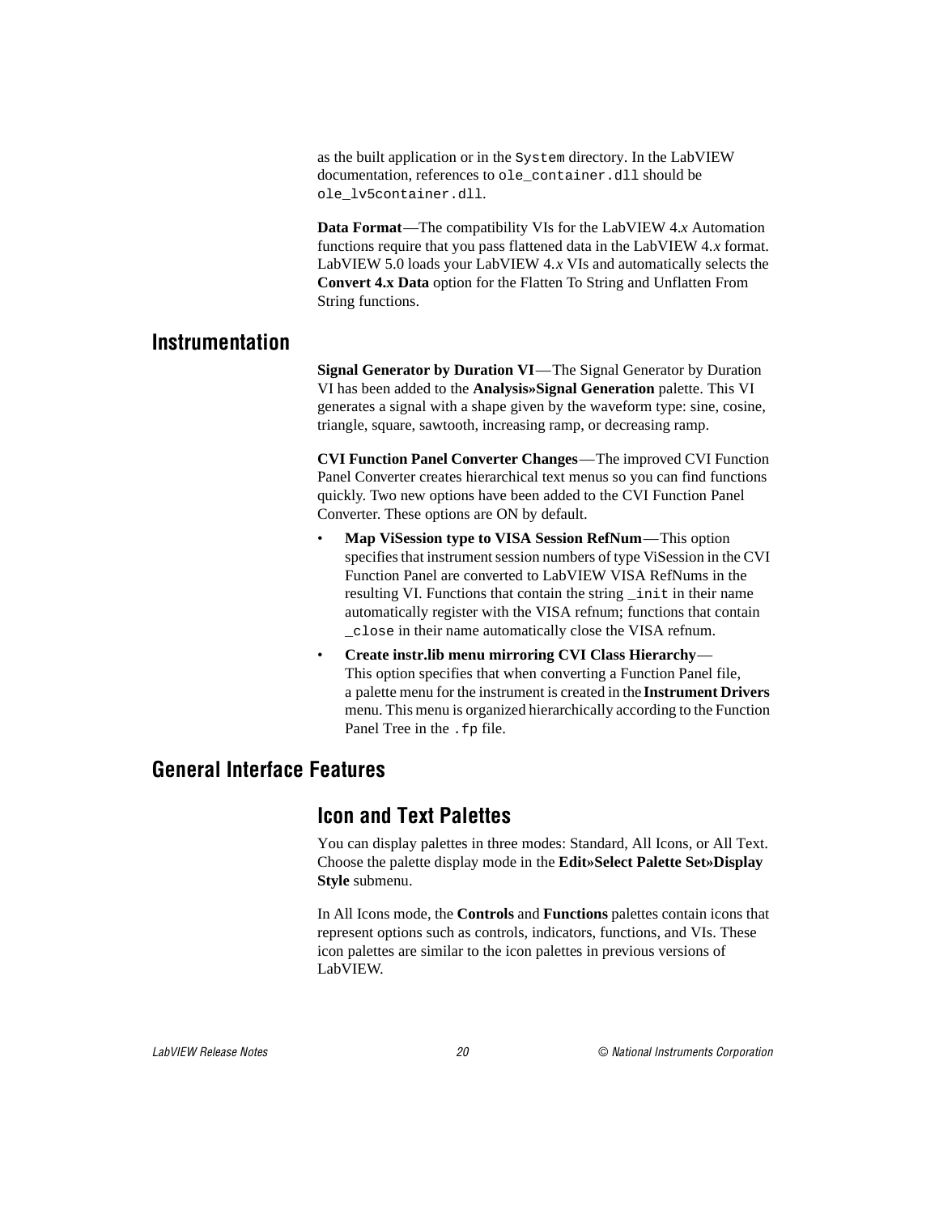as the built application or in the `System` directory. In the LabVIEW documentation, references to `ole_container.dll` should be `ole_lv5container.dll`.

**Data Format**—The compatibility VIs for the LabVIEW 4.*x* Automation functions require that you pass flattened data in the LabVIEW 4.*x* format. LabVIEW 5.0 loads your LabVIEW 4.*x* VIs and automatically selects the **Convert 4.x Data** option for the Flatten To String and Unflatten From String functions.

## Instrumentation

**Signal Generator by Duration VI**—The Signal Generator by Duration VI has been added to the **Analysis»Signal Generation** palette. This VI generates a signal with a shape given by the waveform type: sine, cosine, triangle, square, sawtooth, increasing ramp, or decreasing ramp.

**CVI Function Panel Converter Changes**—The improved CVI Function Panel Converter creates hierarchical text menus so you can find functions quickly. Two new options have been added to the CVI Function Panel Converter. These options are ON by default.

- **Map ViSession type to VISA Session RefNum**—This option specifies that instrument session numbers of type ViSession in the CVI Function Panel are converted to LabVIEW VISA RefNums in the resulting VI. Functions that contain the string `_init` in their name automatically register with the VISA refnum; functions that contain `_close` in their name automatically close the VISA refnum.
- **Create instr.lib menu mirroring CVI Class Hierarchy**—This option specifies that when converting a Function Panel file, a palette menu for the instrument is created in the **Instrument Drivers** menu. This menu is organized hierarchically according to the Function Panel Tree in the `.fp` file.

## General Interface Features

### Icon and Text Palettes

You can display palettes in three modes: Standard, All Icons, or All Text. Choose the palette display mode in the **Edit»Select Palette Set»Display Style** submenu.

In All Icons mode, the **Controls** and **Functions** palettes contain icons that represent options such as controls, indicators, functions, and VIs. These icon palettes are similar to the icon palettes in previous versions of LabVIEW.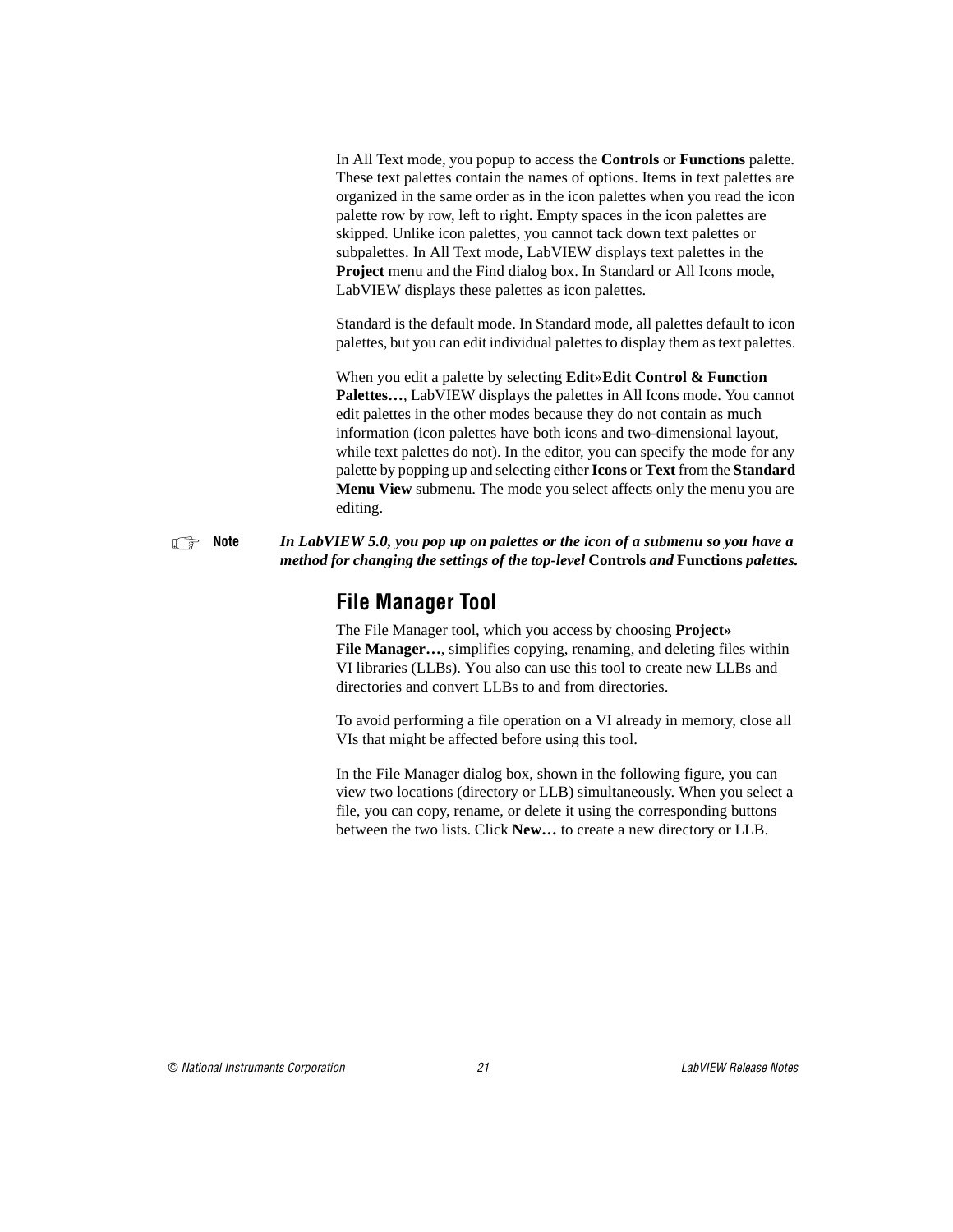In All Text mode, you popup to access the **Controls** or **Functions** palette. These text palettes contain the names of options. Items in text palettes are organized in the same order as in the icon palettes when you read the icon palette row by row, left to right. Empty spaces in the icon palettes are skipped. Unlike icon palettes, you cannot tack down text palettes or subpalettes. In All Text mode, LabVIEW displays text palettes in the **Project** menu and the Find dialog box. In Standard or All Icons mode, LabVIEW displays these palettes as icon palettes.

Standard is the default mode. In Standard mode, all palettes default to icon palettes, but you can edit individual palettes to display them as text palettes.

When you edit a palette by selecting **Edit»Edit Control & Function Palettes…**, LabVIEW displays the palettes in All Icons mode. You cannot edit palettes in the other modes because they do not contain as much information (icon palettes have both icons and two-dimensional layout, while text palettes do not). In the editor, you can specify the mode for any palette by popping up and selecting either **Icons** or **Text** from the **Standard Menu View** submenu. The mode you select affects only the menu you are editing.

**Note** *In LabVIEW 5.0, you pop up on palettes or the icon of a submenu so you have a method for changing the settings of the top-level* **Controls** *and* **Functions** *palettes.*

## File Manager Tool

The File Manager tool, which you access by choosing **Project» File Manager…**, simplifies copying, renaming, and deleting files within VI libraries (LLBs). You also can use this tool to create new LLBs and directories and convert LLBs to and from directories.

To avoid performing a file operation on a VI already in memory, close all VIs that might be affected before using this tool.

In the File Manager dialog box, shown in the following figure, you can view two locations (directory or LLB) simultaneously. When you select a file, you can copy, rename, or delete it using the corresponding buttons between the two lists. Click **New…** to create a new directory or LLB.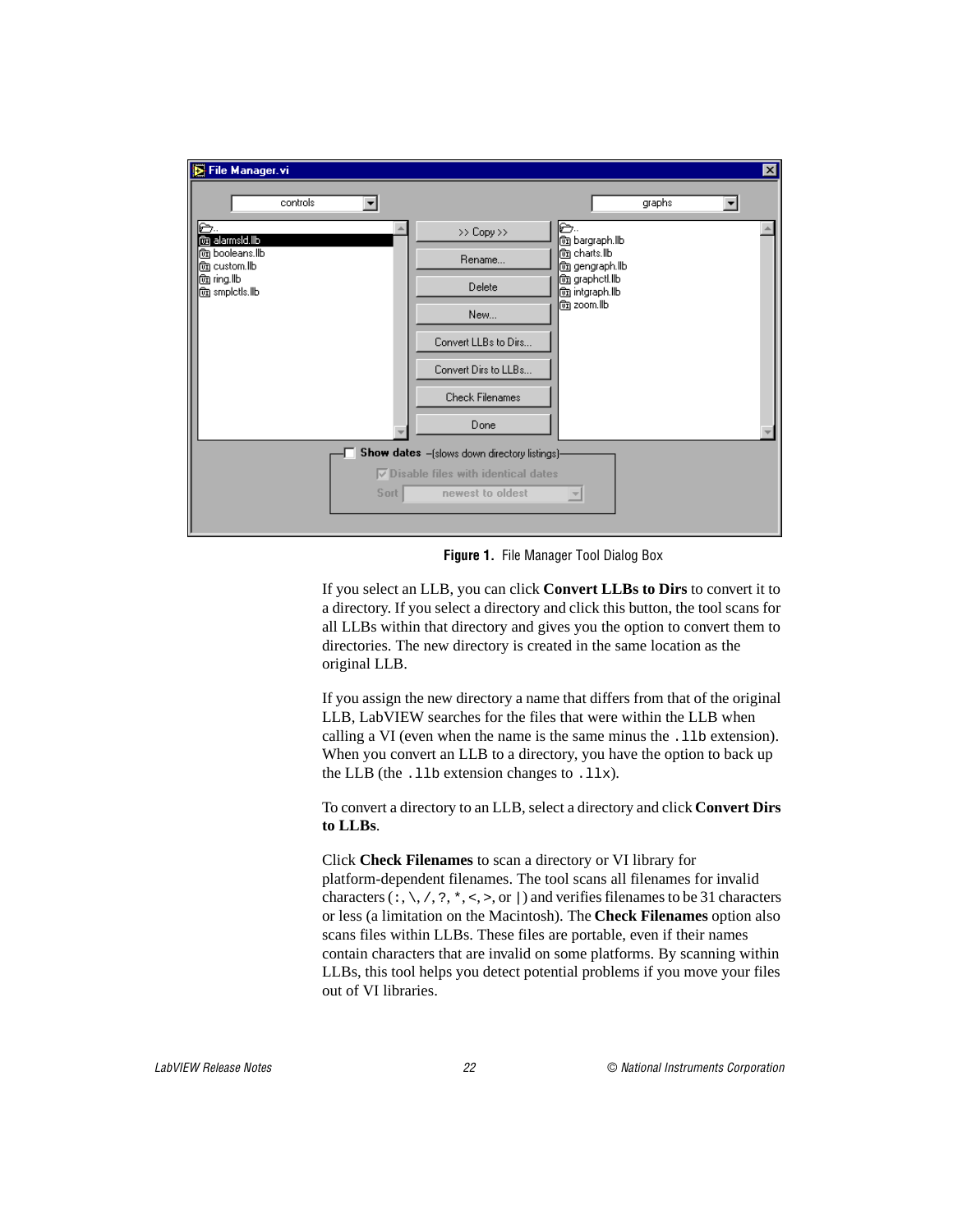Figure 1. File Manager Tool Dialog Box

If you select an LLB, you can click **Convert LLBs to Dirs** to convert it to a directory. If you select a directory and click this button, the tool scans for all LLBs within that directory and gives you the option to convert them to directories. The new directory is created in the same location as the original LLB.

If you assign the new directory a name that differs from that of the original LLB, LabVIEW searches for the files that were within the LLB when calling a VI (even when the name is the same minus the `.llb` extension). When you convert an LLB to a directory, you have the option to back up the LLB (the `.llb` extension changes to `.llx`).

To convert a directory to an LLB, select a directory and click **Convert Dirs to LLBs**.

Click **Check Filenames** to scan a directory or VI library for platform-dependent filenames. The tool scans all filenames for invalid characters (`:`, `\`, `/`, `?`, `*`, `<`, `>`, or `|`) and verifies filenames to be 31 characters or less (a limitation on the Macintosh). The **Check Filenames** option also scans files within LLBs. These files are portable, even if their names contain characters that are invalid on some platforms. By scanning within LLBs, this tool helps you detect potential problems if you move your files out of VI libraries.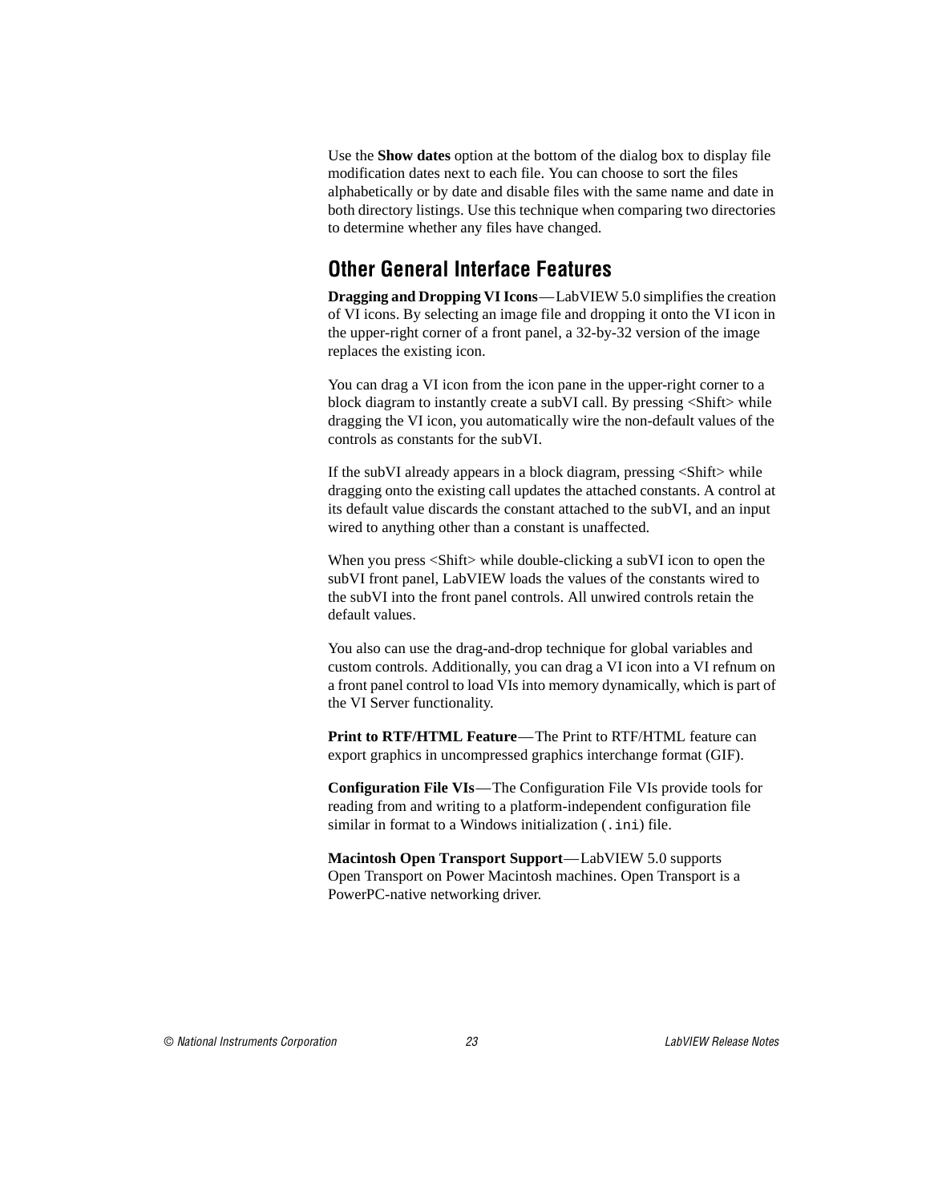Use the **Show dates** option at the bottom of the dialog box to display file modification dates next to each file. You can choose to sort the files alphabetically or by date and disable files with the same name and date in both directory listings. Use this technique when comparing two directories to determine whether any files have changed.

## Other General Interface Features

**Dragging and Dropping VI Icons**—LabVIEW 5.0 simplifies the creation of VI icons. By selecting an image file and dropping it onto the VI icon in the upper-right corner of a front panel, a 32-by-32 version of the image replaces the existing icon.

You can drag a VI icon from the icon pane in the upper-right corner to a block diagram to instantly create a subVI call. By pressing <Shift> while dragging the VI icon, you automatically wire the non-default values of the controls as constants for the subVI.

If the subVI already appears in a block diagram, pressing <Shift> while dragging onto the existing call updates the attached constants. A control at its default value discards the constant attached to the subVI, and an input wired to anything other than a constant is unaffected.

When you press <Shift> while double-clicking a subVI icon to open the subVI front panel, LabVIEW loads the values of the constants wired to the subVI into the front panel controls. All unwired controls retain the default values.

You also can use the drag-and-drop technique for global variables and custom controls. Additionally, you can drag a VI icon into a VI refnum on a front panel control to load VIs into memory dynamically, which is part of the VI Server functionality.

**Print to RTF/HTML Feature**—The Print to RTF/HTML feature can export graphics in uncompressed graphics interchange format (GIF).

**Configuration File VIs**—The Configuration File VIs provide tools for reading from and writing to a platform-independent configuration file similar in format to a Windows initialization (`.ini`) file.

**Macintosh Open Transport Support**—LabVIEW 5.0 supports Open Transport on Power Macintosh machines. Open Transport is a PowerPC-native networking driver.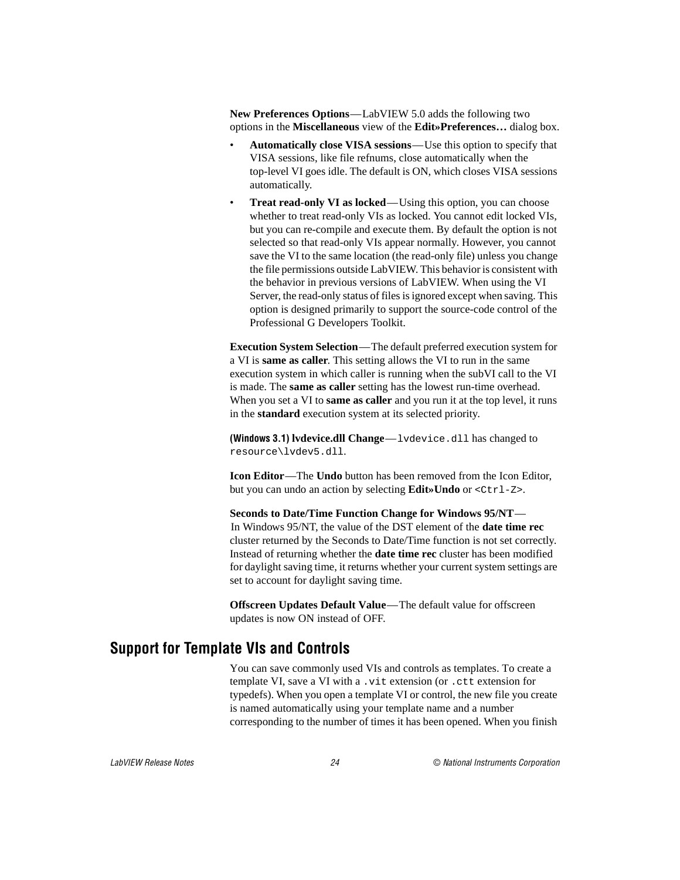**New Preferences Options**—LabVIEW 5.0 adds the following two options in the **Miscellaneous** view of the **Edit»Preferences…** dialog box.

- **Automatically close VISA sessions**—Use this option to specify that VISA sessions, like file refnums, close automatically when the top-level VI goes idle. The default is ON, which closes VISA sessions automatically.
- **Treat read-only VI as locked**—Using this option, you can choose whether to treat read-only VIs as locked. You cannot edit locked VIs, but you can re-compile and execute them. By default the option is not selected so that read-only VIs appear normally. However, you cannot save the VI to the same location (the read-only file) unless you change the file permissions outside LabVIEW. This behavior is consistent with the behavior in previous versions of LabVIEW. When using the VI Server, the read-only status of files is ignored except when saving. This option is designed primarily to support the source-code control of the Professional G Developers Toolkit.

**Execution System Selection**—The default preferred execution system for a VI is **same as caller**. This setting allows the VI to run in the same execution system in which caller is running when the subVI call to the VI is made. The **same as caller** setting has the lowest run-time overhead. When you set a VI to **same as caller** and you run it at the top level, it runs in the **standard** execution system at its selected priority.

**(Windows 3.1) lvdevice.dll Change**—`lvdevice.dll` has changed to `resource\lvdev5.dll`.

**Icon Editor**—The **Undo** button has been removed from the Icon Editor, but you can undo an action by selecting **Edit»Undo** or `<Ctrl-Z>`.

**Seconds to Date/Time Function Change for Windows 95/NT**—In Windows 95/NT, the value of the DST element of the **date time rec** cluster returned by the Seconds to Date/Time function is not set correctly. Instead of returning whether the **date time rec** cluster has been modified for daylight saving time, it returns whether your current system settings are set to account for daylight saving time.

**Offscreen Updates Default Value**—The default value for offscreen updates is now ON instead of OFF.

## Support for Template VIs and Controls

You can save commonly used VIs and controls as templates. To create a template VI, save a VI with a `.vit` extension (or `.ctt` extension for typedefs). When you open a template VI or control, the new file you create is named automatically using your template name and a number corresponding to the number of times it has been opened. When you finish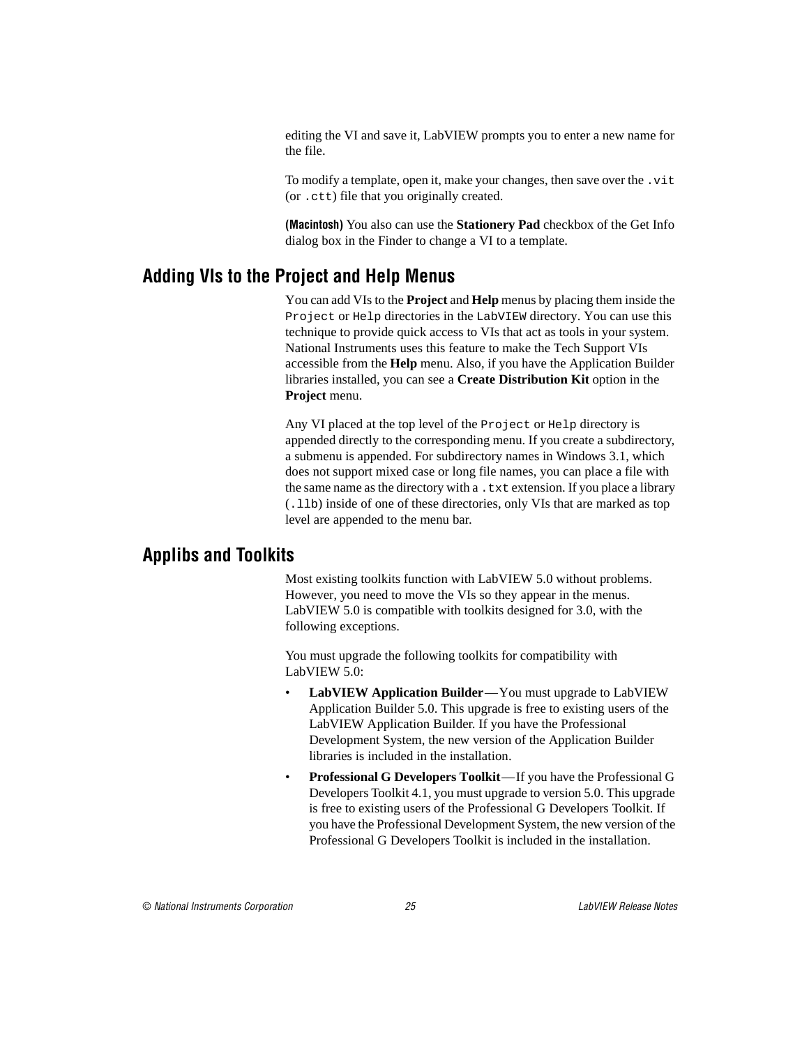editing the VI and save it, LabVIEW prompts you to enter a new name for the file.

To modify a template, open it, make your changes, then save over the `.vit` (or `.ctt`) file that you originally created.

**(Macintosh)** You also can use the **Stationery Pad** checkbox of the Get Info dialog box in the Finder to change a VI to a template.

## Adding VIs to the Project and Help Menus

You can add VIs to the **Project** and **Help** menus by placing them inside the `Project` or `Help` directories in the `LabVIEW` directory. You can use this technique to provide quick access to VIs that act as tools in your system. National Instruments uses this feature to make the Tech Support VIs accessible from the **Help** menu. Also, if you have the Application Builder libraries installed, you can see a **Create Distribution Kit** option in the **Project** menu.

Any VI placed at the top level of the `Project` or `Help` directory is appended directly to the corresponding menu. If you create a subdirectory, a submenu is appended. For subdirectory names in Windows 3.1, which does not support mixed case or long file names, you can place a file with the same name as the directory with a `.txt` extension. If you place a library (`.llb`) inside of one of these directories, only VIs that are marked as top level are appended to the menu bar.

## Applibs and Toolkits

Most existing toolkits function with LabVIEW 5.0 without problems. However, you need to move the VIs so they appear in the menus. LabVIEW 5.0 is compatible with toolkits designed for 3.0, with the following exceptions.

You must upgrade the following toolkits for compatibility with LabVIEW 5.0:

- **LabVIEW Application Builder**—You must upgrade to LabVIEW Application Builder 5.0. This upgrade is free to existing users of the LabVIEW Application Builder. If you have the Professional Development System, the new version of the Application Builder libraries is included in the installation.
- **Professional G Developers Toolkit**—If you have the Professional G Developers Toolkit 4.1, you must upgrade to version 5.0. This upgrade is free to existing users of the Professional G Developers Toolkit. If you have the Professional Development System, the new version of the Professional G Developers Toolkit is included in the installation.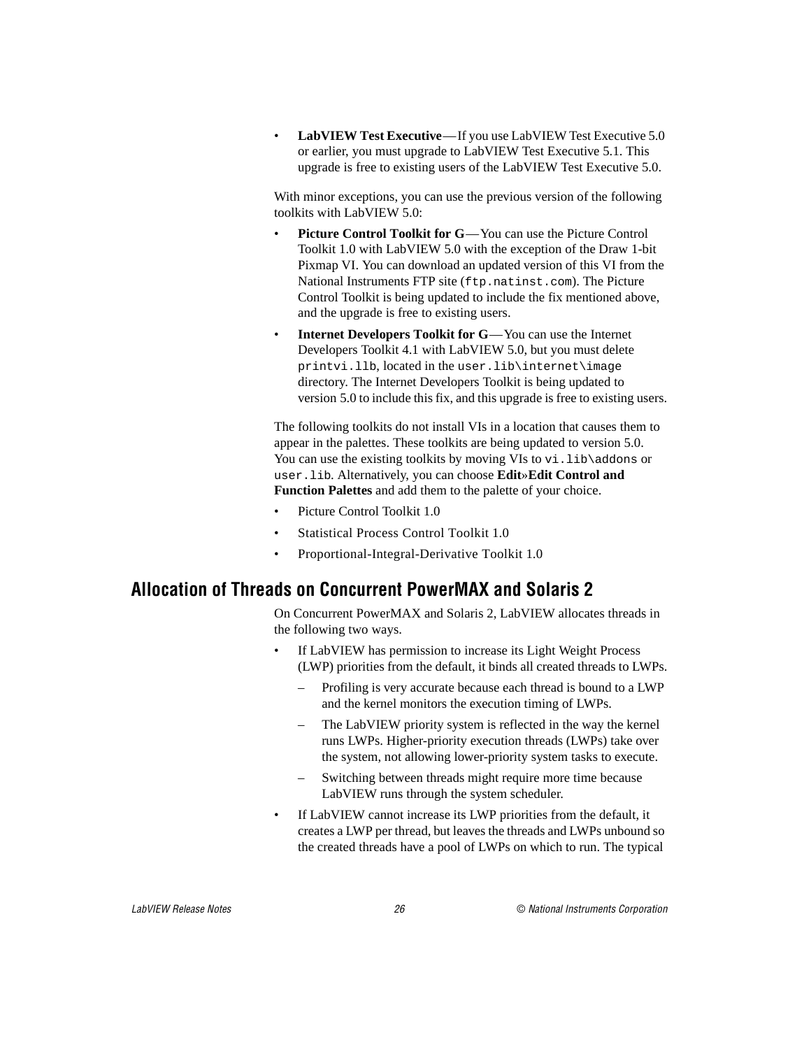- **LabVIEW Test Executive**—If you use LabVIEW Test Executive 5.0 or earlier, you must upgrade to LabVIEW Test Executive 5.1. This upgrade is free to existing users of the LabVIEW Test Executive 5.0.

With minor exceptions, you can use the previous version of the following toolkits with LabVIEW 5.0:

- **Picture Control Toolkit for G**—You can use the Picture Control Toolkit 1.0 with LabVIEW 5.0 with the exception of the Draw 1-bit Pixmap VI. You can download an updated version of this VI from the National Instruments FTP site (`ftp.natinst.com`). The Picture Control Toolkit is being updated to include the fix mentioned above, and the upgrade is free to existing users.
- **Internet Developers Toolkit for G**—You can use the Internet Developers Toolkit 4.1 with LabVIEW 5.0, but you must delete `printvi.llb`, located in the `user.lib\internet\image` directory. The Internet Developers Toolkit is being updated to version 5.0 to include this fix, and this upgrade is free to existing users.

The following toolkits do not install VIs in a location that causes them to appear in the palettes. These toolkits are being updated to version 5.0. You can use the existing toolkits by moving VIs to `vi.lib\addons` or `user.lib`. Alternatively, you can choose **Edit»Edit Control and Function Palettes** and add them to the palette of your choice.

- Picture Control Toolkit 1.0
- Statistical Process Control Toolkit 1.0
- Proportional-Integral-Derivative Toolkit 1.0

## Allocation of Threads on Concurrent PowerMAX and Solaris 2

On Concurrent PowerMAX and Solaris 2, LabVIEW allocates threads in the following two ways.

- If LabVIEW has permission to increase its Light Weight Process (LWP) priorities from the default, it binds all created threads to LWPs.
  - Profiling is very accurate because each thread is bound to a LWP and the kernel monitors the execution timing of LWPs.
  - The LabVIEW priority system is reflected in the way the kernel runs LWPs. Higher-priority execution threads (LWPs) take over the system, not allowing lower-priority system tasks to execute.
  - Switching between threads might require more time because LabVIEW runs through the system scheduler.
- If LabVIEW cannot increase its LWP priorities from the default, it creates a LWP per thread, but leaves the threads and LWPs unbound so the created threads have a pool of LWPs on which to run. The typical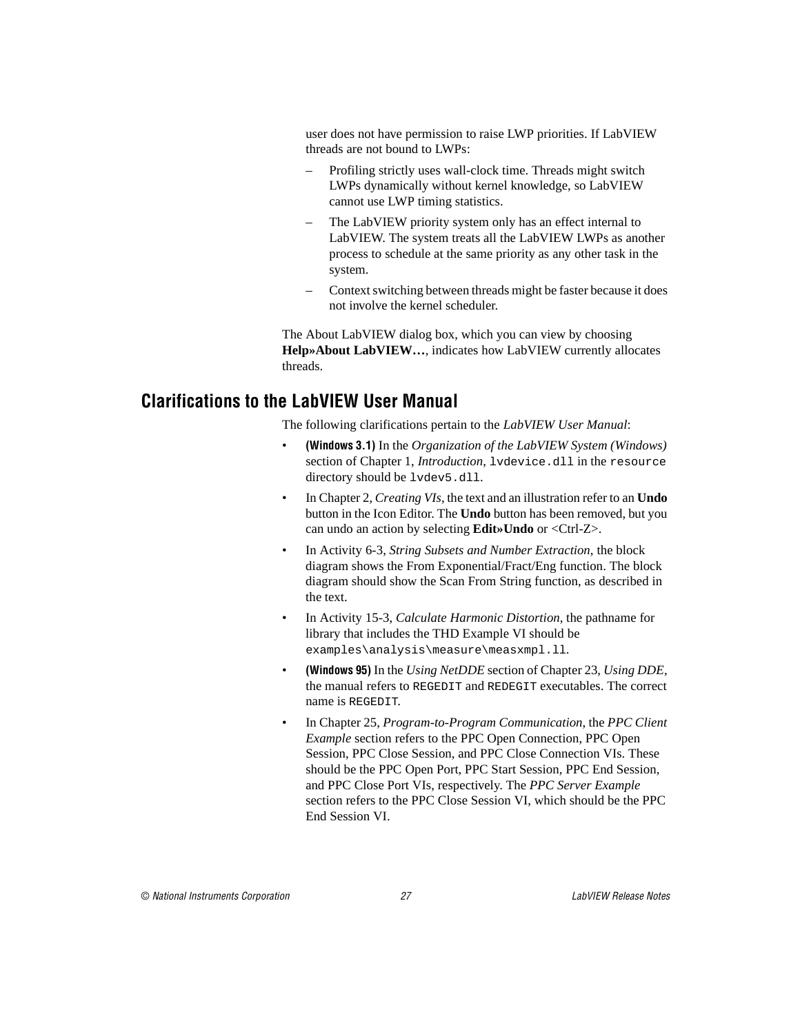user does not have permission to raise LWP priorities. If LabVIEW threads are not bound to LWPs:

- Profiling strictly uses wall-clock time. Threads might switch LWPs dynamically without kernel knowledge, so LabVIEW cannot use LWP timing statistics.
- The LabVIEW priority system only has an effect internal to LabVIEW. The system treats all the LabVIEW LWPs as another process to schedule at the same priority as any other task in the system.
- Context switching between threads might be faster because it does not involve the kernel scheduler.

The About LabVIEW dialog box, which you can view by choosing **Help»About LabVIEW…**, indicates how LabVIEW currently allocates threads.

## Clarifications to the LabVIEW User Manual

The following clarifications pertain to the *LabVIEW User Manual*:

- **(Windows 3.1)** In the *Organization of the LabVIEW System (Windows)* section of Chapter 1, *Introduction*, `lvdevice.dll` in the `resource` directory should be `lvdev5.dll`.
- In Chapter 2, *Creating VIs*, the text and an illustration refer to an **Undo** button in the Icon Editor. The **Undo** button has been removed, but you can undo an action by selecting **Edit»Undo** or <Ctrl-Z>.
- In Activity 6-3, *String Subsets and Number Extraction*, the block diagram shows the From Exponential/Fract/Eng function. The block diagram should show the Scan From String function, as described in the text.
- In Activity 15-3, *Calculate Harmonic Distortion*, the pathname for library that includes the THD Example VI should be `examples\analysis\measure\measxmpl.llb`.
- **(Windows 95)** In the *Using NetDDE* section of Chapter 23, *Using DDE*, the manual refers to `REGEDIT` and `REDEGIT` executables. The correct name is `REGEDIT`.
- In Chapter 25, *Program-to-Program Communication*, the *PPC Client Example* section refers to the PPC Open Connection, PPC Open Session, PPC Close Session, and PPC Close Connection VIs. These should be the PPC Open Port, PPC Start Session, PPC End Session, and PPC Close Port VIs, respectively. The *PPC Server Example* section refers to the PPC Close Session VI, which should be the PPC End Session VI.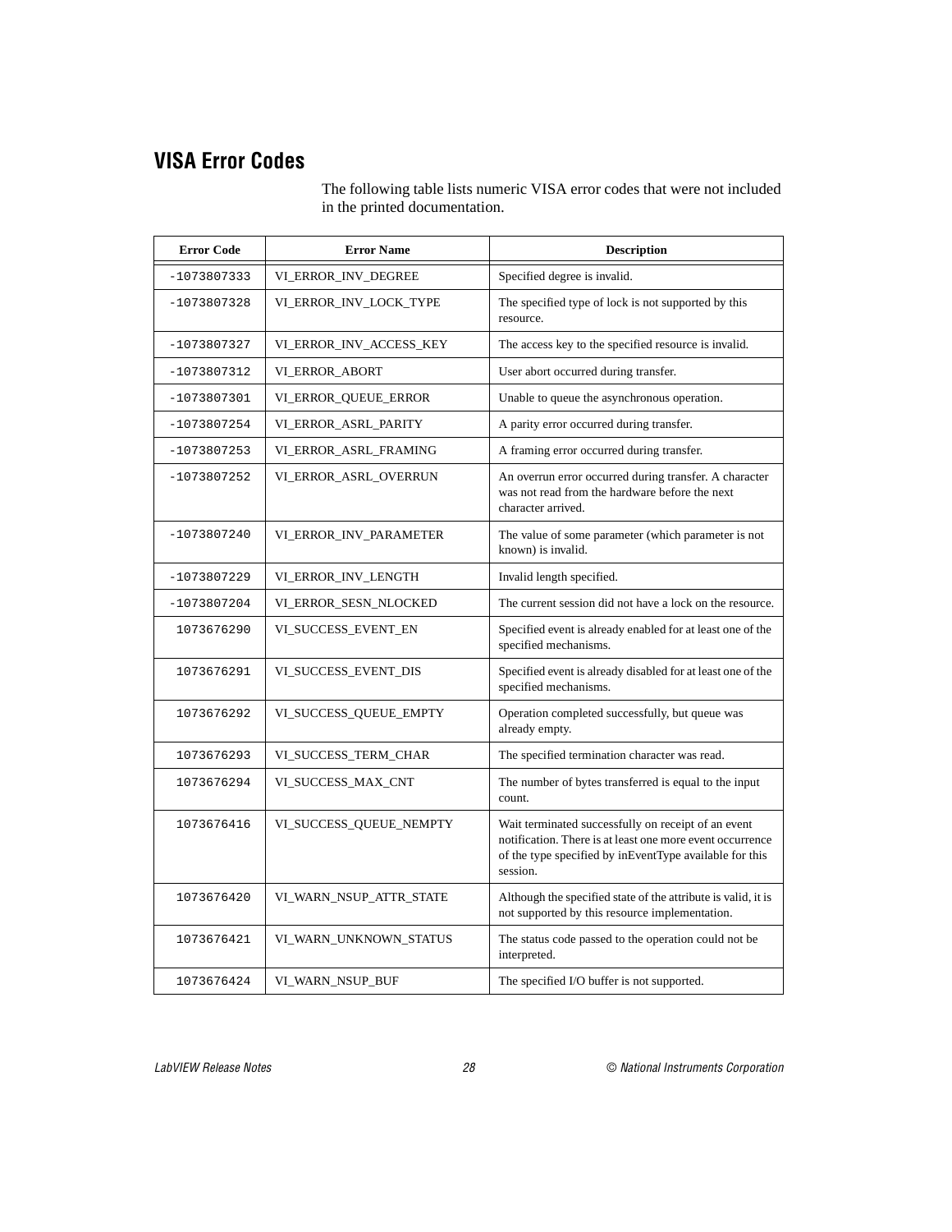## VISA Error Codes

The following table lists numeric VISA error codes that were not included in the printed documentation.

| Error Code | Error Name | Description |
|---|---|---|
| -1073807333 | VI_ERROR_INV_DEGREE | Specified degree is invalid. |
| -1073807328 | VI_ERROR_INV_LOCK_TYPE | The specified type of lock is not supported by this resource. |
| -1073807327 | VI_ERROR_INV_ACCESS_KEY | The access key to the specified resource is invalid. |
| -1073807312 | VI_ERROR_ABORT | User abort occurred during transfer. |
| -1073807301 | VI_ERROR_QUEUE_ERROR | Unable to queue the asynchronous operation. |
| -1073807254 | VI_ERROR_ASRL_PARITY | A parity error occurred during transfer. |
| -1073807253 | VI_ERROR_ASRL_FRAMING | A framing error occurred during transfer. |
| -1073807252 | VI_ERROR_ASRL_OVERRUN | An overrun error occurred during transfer. A character was not read from the hardware before the next character arrived. |
| -1073807240 | VI_ERROR_INV_PARAMETER | The value of some parameter (which parameter is not known) is invalid. |
| -1073807229 | VI_ERROR_INV_LENGTH | Invalid length specified. |
| -1073807204 | VI_ERROR_SESN_NLOCKED | The current session did not have a lock on the resource. |
| 1073676290 | VI_SUCCESS_EVENT_EN | Specified event is already enabled for at least one of the specified mechanisms. |
| 1073676291 | VI_SUCCESS_EVENT_DIS | Specified event is already disabled for at least one of the specified mechanisms. |
| 1073676292 | VI_SUCCESS_QUEUE_EMPTY | Operation completed successfully, but queue was already empty. |
| 1073676293 | VI_SUCCESS_TERM_CHAR | The specified termination character was read. |
| 1073676294 | VI_SUCCESS_MAX_CNT | The number of bytes transferred is equal to the input count. |
| 1073676416 | VI_SUCCESS_QUEUE_NEMPTY | Wait terminated successfully on receipt of an event notification. There is at least one more event occurrence of the type specified by inEventType available for this session. |
| 1073676420 | VI_WARN_NSUP_ATTR_STATE | Although the specified state of the attribute is valid, it is not supported by this resource implementation. |
| 1073676421 | VI_WARN_UNKNOWN_STATUS | The status code passed to the operation could not be interpreted. |
| 1073676424 | VI_WARN_NSUP_BUF | The specified I/O buffer is not supported. |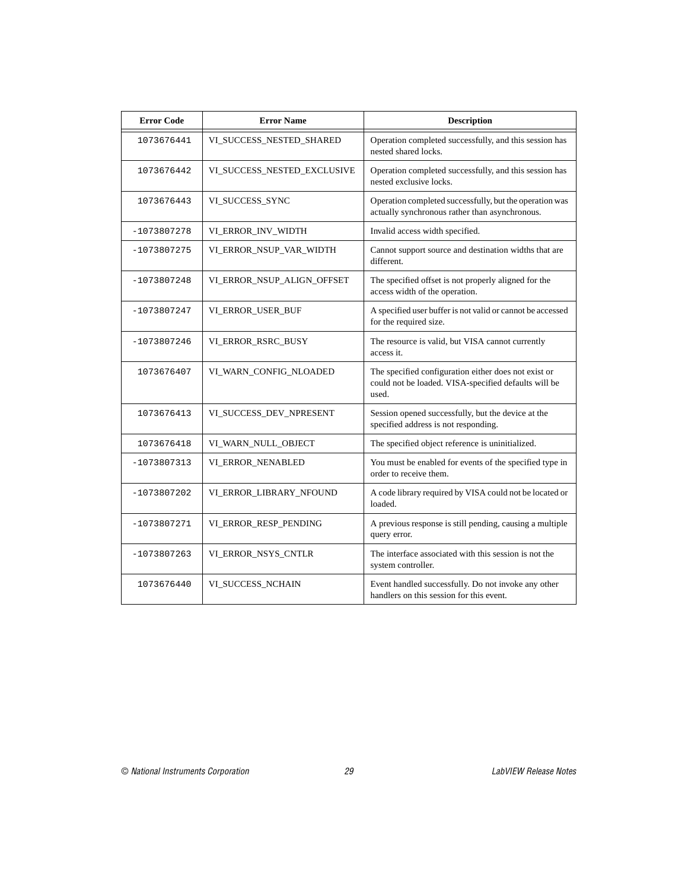| Error Code | Error Name | Description |
| --- | --- | --- |
| 1073676441 | VI_SUCCESS_NESTED_SHARED | Operation completed successfully, and this session has nested shared locks. |
| 1073676442 | VI_SUCCESS_NESTED_EXCLUSIVE | Operation completed successfully, and this session has nested exclusive locks. |
| 1073676443 | VI_SUCCESS_SYNC | Operation completed successfully, but the operation was actually synchronous rather than asynchronous. |
| -1073807278 | VI_ERROR_INV_WIDTH | Invalid access width specified. |
| -1073807275 | VI_ERROR_NSUP_VAR_WIDTH | Cannot support source and destination widths that are different. |
| -1073807248 | VI_ERROR_NSUP_ALIGN_OFFSET | The specified offset is not properly aligned for the access width of the operation. |
| -1073807247 | VI_ERROR_USER_BUF | A specified user buffer is not valid or cannot be accessed for the required size. |
| -1073807246 | VI_ERROR_RSRC_BUSY | The resource is valid, but VISA cannot currently access it. |
| 1073676407 | VI_WARN_CONFIG_NLOADED | The specified configuration either does not exist or could not be loaded. VISA-specified defaults will be used. |
| 1073676413 | VI_SUCCESS_DEV_NPRESENT | Session opened successfully, but the device at the specified address is not responding. |
| 1073676418 | VI_WARN_NULL_OBJECT | The specified object reference is uninitialized. |
| -1073807313 | VI_ERROR_NENABLED | You must be enabled for events of the specified type in order to receive them. |
| -1073807202 | VI_ERROR_LIBRARY_NFOUND | A code library required by VISA could not be located or loaded. |
| -1073807271 | VI_ERROR_RESP_PENDING | A previous response is still pending, causing a multiple query error. |
| -1073807263 | VI_ERROR_NSYS_CNTLR | The interface associated with this session is not the system controller. |
| 1073676440 | VI_SUCCESS_NCHAIN | Event handled successfully. Do not invoke any other handlers on this session for this event. |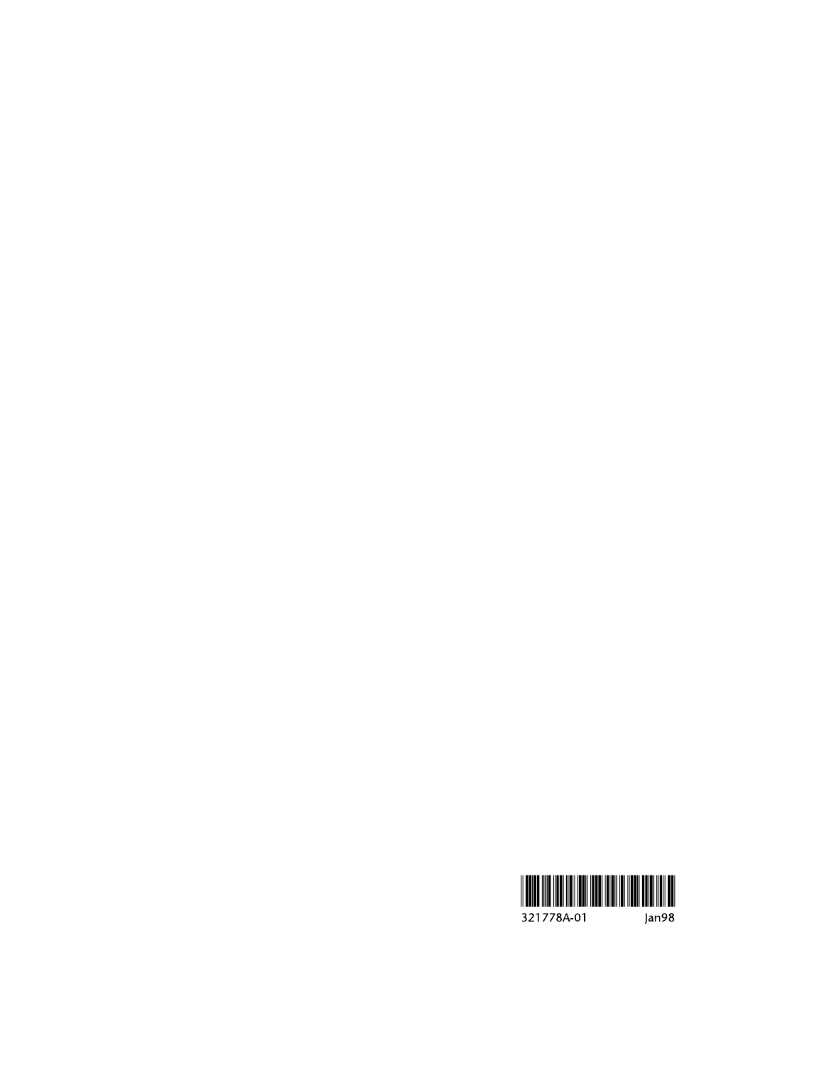321778A-01 Jan98